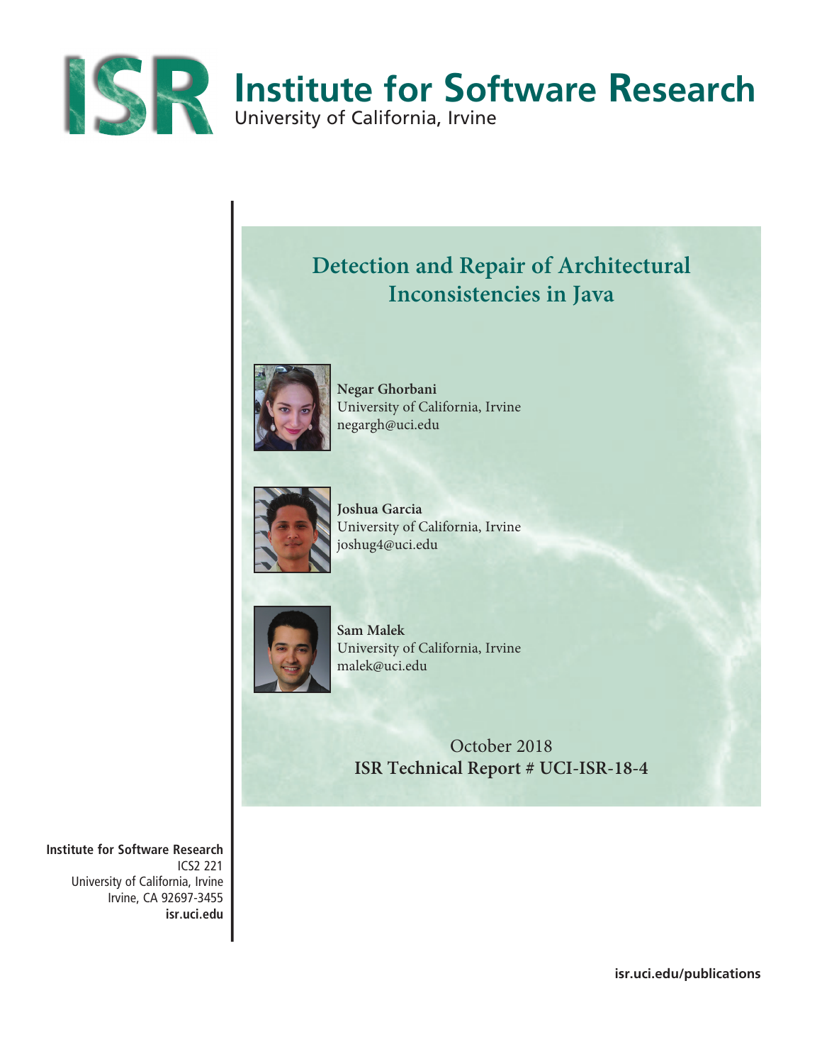# Institute for Software Research

University of California, Irvine

## Detection and Repair of Architectural Inconsistencies in Java

**Negar Ghorbani**
University of California, Irvine
negargh@uci.edu

**Joshua Garcia**
University of California, Irvine
joshug4@uci.edu

**Sam Malek**
University of California, Irvine
malek@uci.edu

October 2018
**ISR Technical Report # UCI-ISR-18-4**

**Institute for Software Research**
ICS2 221
University of California, Irvine
Irvine, CA 92697-3455
**isr.uci.edu**

**isr.uci.edu/publications**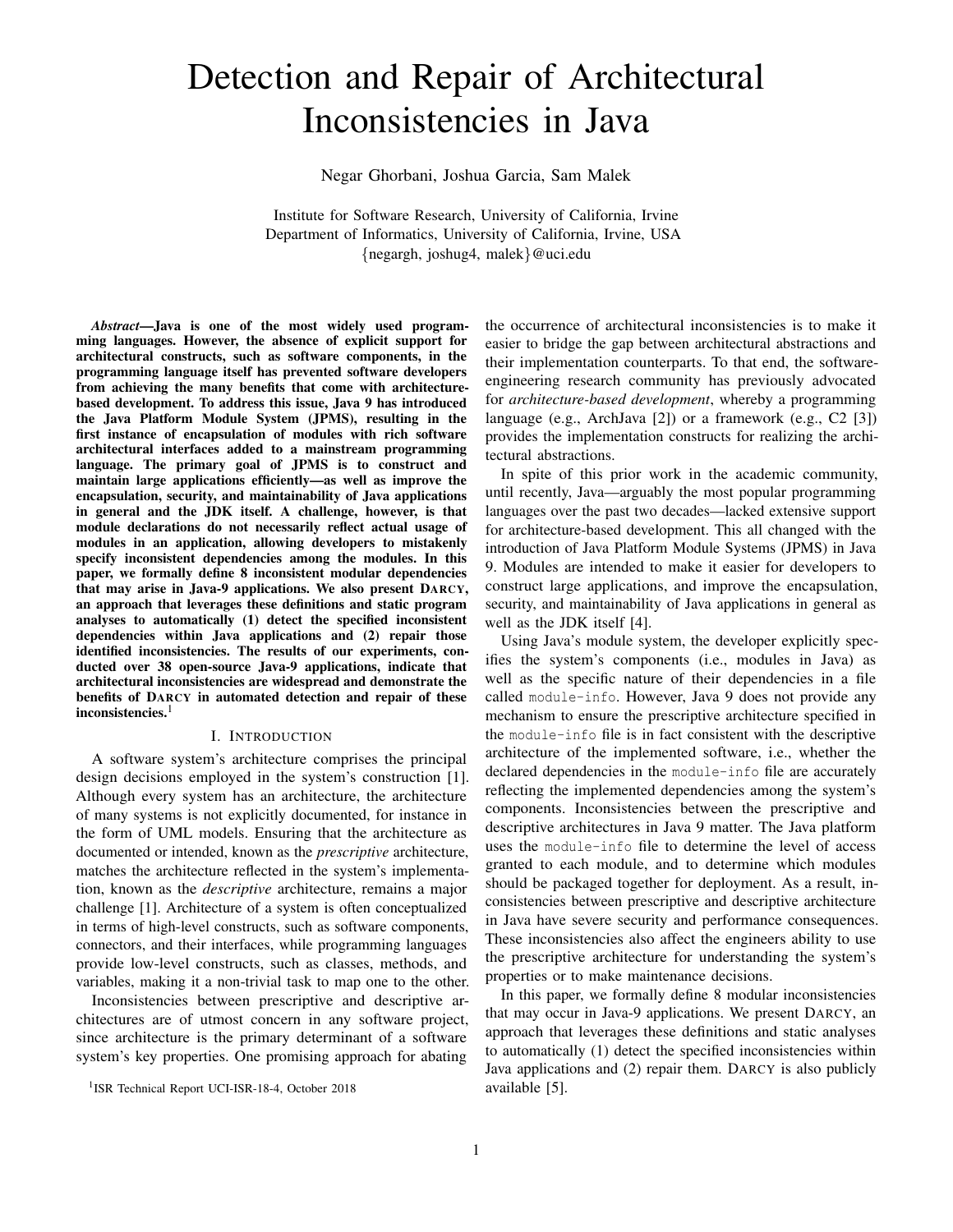# Detection and Repair of Architectural Inconsistencies in Java

Negar Ghorbani, Joshua Garcia, Sam Malek

Institute for Software Research, University of California, Irvine
Department of Informatics, University of California, Irvine, USA
{negargh, joshug4, malek}@uci.edu

***Abstract*—Java is one of the most widely used programming languages. However, the absence of explicit support for architectural constructs, such as software components, in the programming language itself has prevented software developers from achieving the many benefits that come with architecture-based development. To address this issue, Java 9 has introduced the Java Platform Module System (JPMS), resulting in the first instance of encapsulation of modules with rich software architectural interfaces added to a mainstream programming language. The primary goal of JPMS is to construct and maintain large applications efficiently—as well as improve the encapsulation, security, and maintainability of Java applications in general and the JDK itself. A challenge, however, is that module declarations do not necessarily reflect actual usage of modules in an application, allowing developers to mistakenly specify inconsistent dependencies among the modules. In this paper, we formally define 8 inconsistent modular dependencies that may arise in Java-9 applications. We also present DARCY, an approach that leverages these definitions and static program analyses to automatically (1) detect the specified inconsistent dependencies within Java applications and (2) repair those identified inconsistencies. The results of our experiments, conducted over 38 open-source Java-9 applications, indicate that architectural inconsistencies are widespread and demonstrate the benefits of DARCY in automated detection and repair of these inconsistencies.**[1]

## I. Introduction

A software system's architecture comprises the principal design decisions employed in the system's construction [1]. Although every system has an architecture, the architecture of many systems is not explicitly documented, for instance in the form of UML models. Ensuring that the architecture as documented or intended, known as the *prescriptive* architecture, matches the architecture reflected in the system's implementation, known as the *descriptive* architecture, remains a major challenge [1]. Architecture of a system is often conceptualized in terms of high-level constructs, such as software components, connectors, and their interfaces, while programming languages provide low-level constructs, such as classes, methods, and variables, making it a non-trivial task to map one to the other.

Inconsistencies between prescriptive and descriptive architectures are of utmost concern in any software project, since architecture is the primary determinant of a software system's key properties. One promising approach for abating the occurrence of architectural inconsistencies is to make it easier to bridge the gap between architectural abstractions and their implementation counterparts. To that end, the software-engineering research community has previously advocated for *architecture-based development*, whereby a programming language (e.g., ArchJava [2]) or a framework (e.g., C2 [3]) provides the implementation constructs for realizing the architectural abstractions.

In spite of this prior work in the academic community, until recently, Java—arguably the most popular programming languages over the past two decades—lacked extensive support for architecture-based development. This all changed with the introduction of Java Platform Module Systems (JPMS) in Java 9. Modules are intended to make it easier for developers to construct large applications, and improve the encapsulation, security, and maintainability of Java applications in general as well as the JDK itself [4].

Using Java's module system, the developer explicitly specifies the system's components (i.e., modules in Java) as well as the specific nature of their dependencies in a file called `module-info`. However, Java 9 does not provide any mechanism to ensure the prescriptive architecture specified in the `module-info` file is in fact consistent with the descriptive architecture of the implemented software, i.e., whether the declared dependencies in the `module-info` file are accurately reflecting the implemented dependencies among the system's components. Inconsistencies between the prescriptive and descriptive architectures in Java 9 matter. The Java platform uses the `module-info` file to determine the level of access granted to each module, and to determine which modules should be packaged together for deployment. As a result, inconsistencies between prescriptive and descriptive architecture in Java have severe security and performance consequences. These inconsistencies also affect the engineers ability to use the prescriptive architecture for understanding the system's properties or to make maintenance decisions.

In this paper, we formally define 8 modular inconsistencies that may occur in Java-9 applications. We present DARCY, an approach that leverages these definitions and static analyses to automatically (1) detect the specified inconsistencies within Java applications and (2) repair them. DARCY is also publicly available [5].

[1] ISR Technical Report UCI-ISR-18-4, October 2018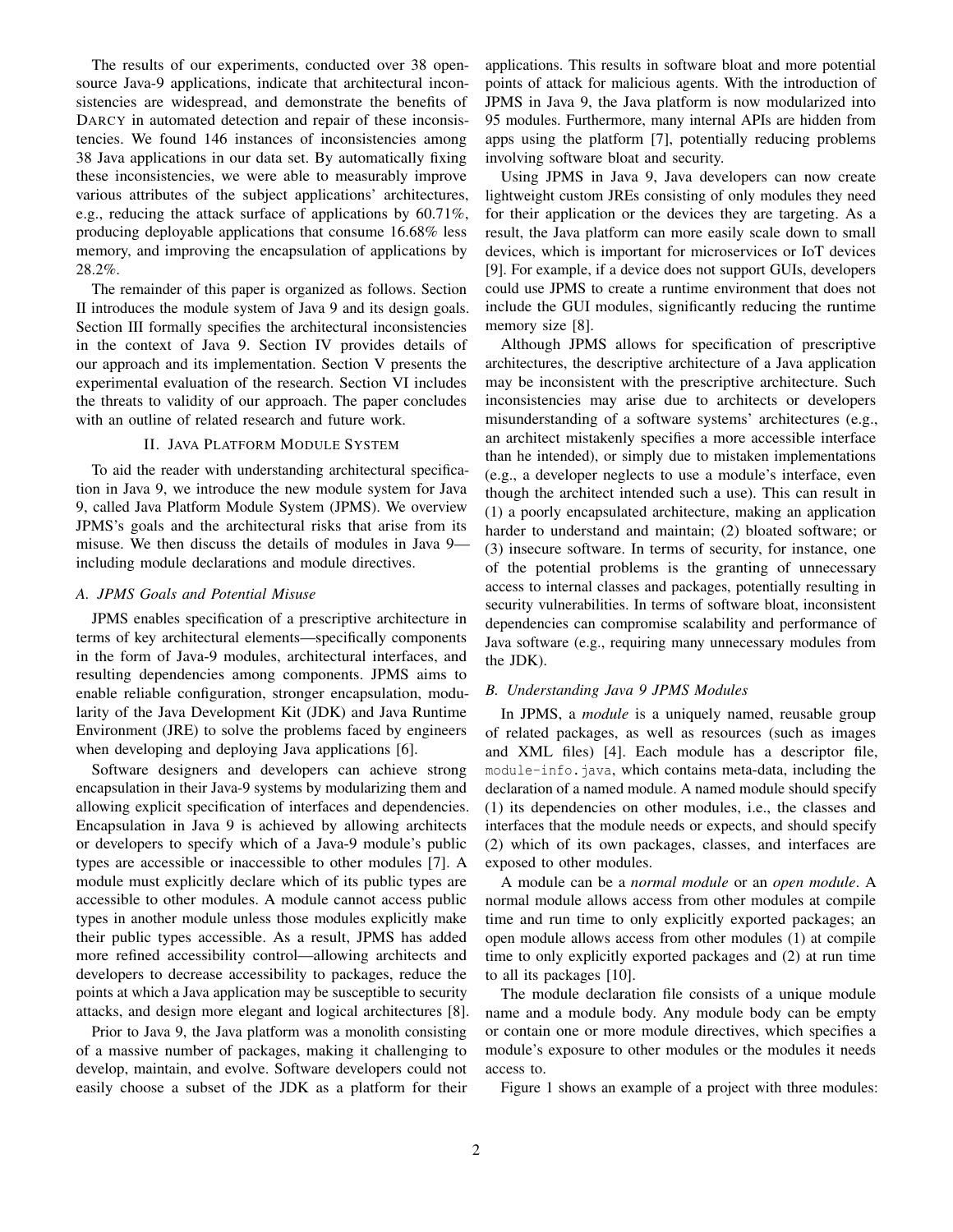The results of our experiments, conducted over 38 open-source Java-9 applications, indicate that architectural inconsistencies are widespread, and demonstrate the benefits of DARCY in automated detection and repair of these inconsistencies. We found 146 instances of inconsistencies among 38 Java applications in our data set. By automatically fixing these inconsistencies, we were able to measurably improve various attributes of the subject applications' architectures, e.g., reducing the attack surface of applications by 60.71%, producing deployable applications that consume 16.68% less memory, and improving the encapsulation of applications by 28.2%.

The remainder of this paper is organized as follows. Section II introduces the module system of Java 9 and its design goals. Section III formally specifies the architectural inconsistencies in the context of Java 9. Section IV provides details of our approach and its implementation. Section V presents the experimental evaluation of the research. Section VI includes the threats to validity of our approach. The paper concludes with an outline of related research and future work.

## II. JAVA PLATFORM MODULE SYSTEM

To aid the reader with understanding architectural specification in Java 9, we introduce the new module system for Java 9, called Java Platform Module System (JPMS). We overview JPMS's goals and the architectural risks that arise from its misuse. We then discuss the details of modules in Java 9—including module declarations and module directives.

### A. JPMS Goals and Potential Misuse

JPMS enables specification of a prescriptive architecture in terms of key architectural elements—specifically components in the form of Java-9 modules, architectural interfaces, and resulting dependencies among components. JPMS aims to enable reliable configuration, stronger encapsulation, modularity of the Java Development Kit (JDK) and Java Runtime Environment (JRE) to solve the problems faced by engineers when developing and deploying Java applications [6].

Software designers and developers can achieve strong encapsulation in their Java-9 systems by modularizing them and allowing explicit specification of interfaces and dependencies. Encapsulation in Java 9 is achieved by allowing architects or developers to specify which of a Java-9 module's public types are accessible or inaccessible to other modules [7]. A module must explicitly declare which of its public types are accessible to other modules. A module cannot access public types in another module unless those modules explicitly make their public types accessible. As a result, JPMS has added more refined accessibility control—allowing architects and developers to decrease accessibility to packages, reduce the points at which a Java application may be susceptible to security attacks, and design more elegant and logical architectures [8].

Prior to Java 9, the Java platform was a monolith consisting of a massive number of packages, making it challenging to develop, maintain, and evolve. Software developers could not easily choose a subset of the JDK as a platform for their applications. This results in software bloat and more potential points of attack for malicious agents. With the introduction of JPMS in Java 9, the Java platform is now modularized into 95 modules. Furthermore, many internal APIs are hidden from apps using the platform [7], potentially reducing problems involving software bloat and security.

Using JPMS in Java 9, Java developers can now create lightweight custom JREs consisting of only modules they need for their application or the devices they are targeting. As a result, the Java platform can more easily scale down to small devices, which is important for microservices or IoT devices [9]. For example, if a device does not support GUIs, developers could use JPMS to create a runtime environment that does not include the GUI modules, significantly reducing the runtime memory size [8].

Although JPMS allows for specification of prescriptive architectures, the descriptive architecture of a Java application may be inconsistent with the prescriptive architecture. Such inconsistencies may arise due to architects or developers misunderstanding of a software systems' architectures (e.g., an architect mistakenly specifies a more accessible interface than he intended), or simply due to mistaken implementations (e.g., a developer neglects to use a module's interface, even though the architect intended such a use). This can result in (1) a poorly encapsulated architecture, making an application harder to understand and maintain; (2) bloated software; or (3) insecure software. In terms of security, for instance, one of the potential problems is the granting of unnecessary access to internal classes and packages, potentially resulting in security vulnerabilities. In terms of software bloat, inconsistent dependencies can compromise scalability and performance of Java software (e.g., requiring many unnecessary modules from the JDK).

### B. Understanding Java 9 JPMS Modules

In JPMS, a *module* is a uniquely named, reusable group of related packages, as well as resources (such as images and XML files) [4]. Each module has a descriptor file, `module-info.java`, which contains meta-data, including the declaration of a named module. A named module should specify (1) its dependencies on other modules, i.e., the classes and interfaces that the module needs or expects, and should specify (2) which of its own packages, classes, and interfaces are exposed to other modules.

A module can be a *normal module* or an *open module*. A normal module allows access from other modules at compile time and run time to only explicitly exported packages; an open module allows access from other modules (1) at compile time to only explicitly exported packages and (2) at run time to all its packages [10].

The module declaration file consists of a unique module name and a module body. Any module body can be empty or contain one or more module directives, which specifies a module's exposure to other modules or the modules it needs access to.

Figure 1 shows an example of a project with three modules: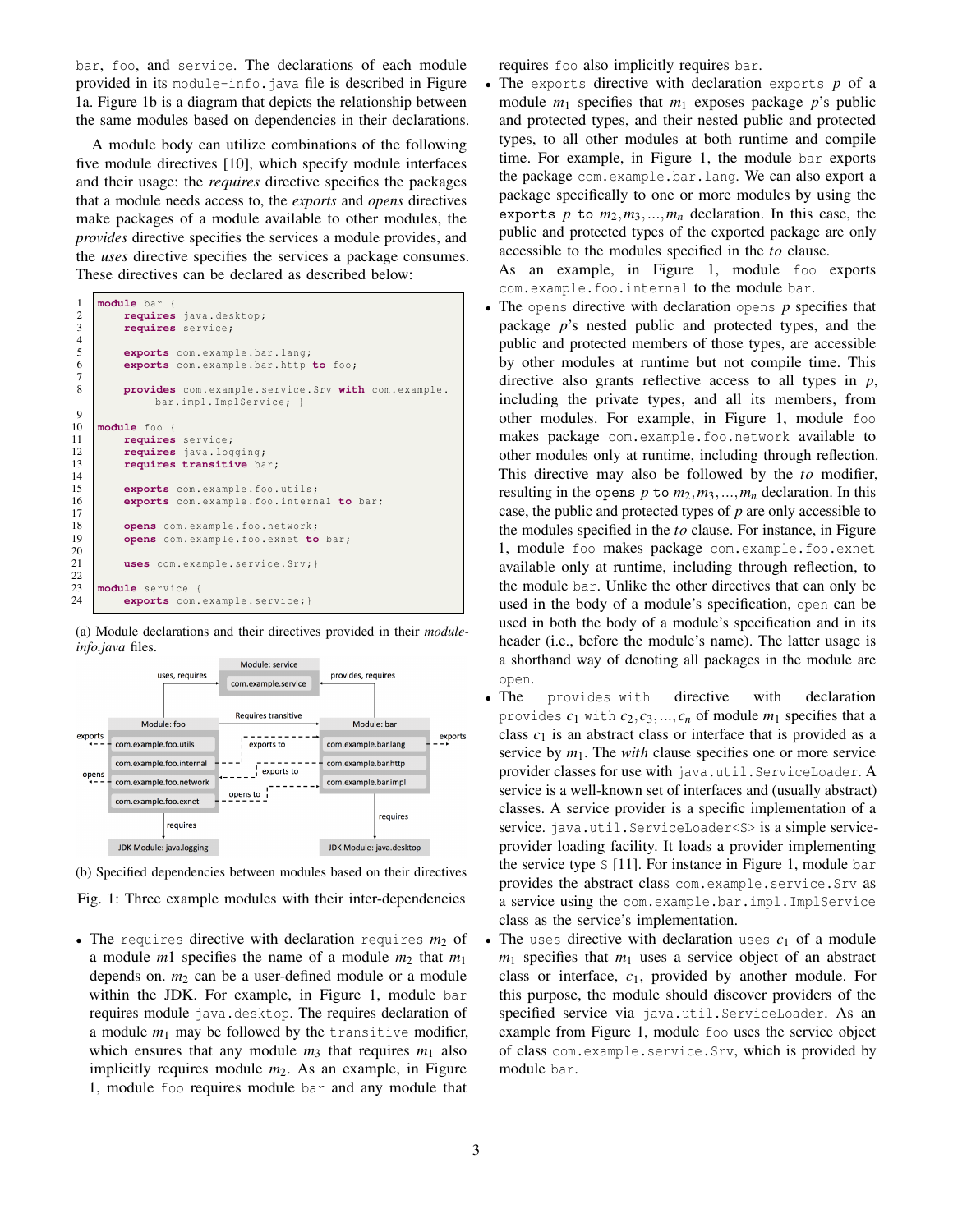bar, foo, and service. The declarations of each module provided in its module-info.java file is described in Figure 1a. Figure 1b is a diagram that depicts the relationship between the same modules based on dependencies in their declarations.

A module body can utilize combinations of the following five module directives [10], which specify module interfaces and their usage: the *requires* directive specifies the packages that a module needs access to, the *exports* and *opens* directives make packages of a module available to other modules, the *provides* directive specifies the services a module provides, and the *uses* directive specifies the services a package consumes. These directives can be declared as described below:

```
1   module bar {
2       requires java.desktop;
3       requires service;
4
5       exports com.example.bar.lang;
6       exports com.example.bar.http to foo;
7
8       provides com.example.service.Srv with com.example.
            bar.impl.ImplService; }
9
10  module foo {
11      requires service;
12      requires java.logging;
13      requires transitive bar;
14
15      exports com.example.foo.utils;
16      exports com.example.foo.internal to bar;
17
18      opens com.example.foo.network;
19      opens com.example.foo.exnet to bar;
20
21      uses com.example.service.Srv;}
22
23  module service {
24      exports com.example.service;}
```

(a) Module declarations and their directives provided in their *module-info.java* files.

(b) Specified dependencies between modules based on their directives

Fig. 1: Three example modules with their inter-dependencies

- The requires directive with declaration requires $m_2$ of a module $m1$ specifies the name of a module $m_2$ that $m_1$ depends on. $m_2$ can be a user-defined module or a module within the JDK. For example, in Figure 1, module bar requires module java.desktop. The requires declaration of a module $m_1$ may be followed by the transitive modifier, which ensures that any module $m_3$ that requires $m_1$ also implicitly requires module $m_2$. As an example, in Figure 1, module foo requires module bar and any module that requires foo also implicitly requires bar.
- The exports directive with declaration exports $p$ of a module $m_1$ specifies that $m_1$ exposes package $p$'s public and protected types, and their nested public and protected types, to all other modules at both runtime and compile time. For example, in Figure 1, the module bar exports the package com.example.bar.lang. We can also export a package specifically to one or more modules by using the **exports** $p$ **to** $m_2, m_3, ..., m_n$ declaration. In this case, the public and protected types of the exported package are only accessible to the modules specified in the *to* clause.
  As an example, in Figure 1, module foo exports com.example.foo.internal to the module bar.
- The opens directive with declaration opens $p$ specifies that package $p$'s nested public and protected types, and the public and protected members of those types, are accessible by other modules at runtime but not compile time. This directive also grants reflective access to all types in $p$, including the private types, and all its members, from other modules. For example, in Figure 1, module foo makes package com.example.foo.network available to other modules only at runtime, including through reflection. This directive may also be followed by the *to* modifier, resulting in the **opens** $p$ **to** $m_2, m_3, ..., m_n$ declaration. In this case, the public and protected types of $p$ are only accessible to the modules specified in the *to* clause. For instance, in Figure 1, module foo makes package com.example.foo.exnet available only at runtime, including through reflection, to the module bar. Unlike the other directives that can only be used in the body of a module's specification, open can be used in both the body of a module's specification and in its header (i.e., before the module's name). The latter usage is a shorthand way of denoting all packages in the module are open.
- The provides with directive with declaration provides $c_1$ with $c_2, c_3, ..., c_n$ of module $m_1$ specifies that a class $c_1$ is an abstract class or interface that is provided as a service by $m_1$. The *with* clause specifies one or more service provider classes for use with java.util.ServiceLoader. A service is a well-known set of interfaces and (usually abstract) classes. A service provider is a specific implementation of a service. java.util.ServiceLoader<S> is a simple service-provider loading facility. It loads a provider implementing the service type S [11]. For instance in Figure 1, module bar provides the abstract class com.example.service.Srv as a service using the com.example.bar.impl.ImplService class as the service's implementation.
- The uses directive with declaration uses $c_1$ of a module $m_1$ specifies that $m_1$ uses a service object of an abstract class or interface, $c_1$, provided by another module. For this purpose, the module should discover providers of the specified service via java.util.ServiceLoader. As an example from Figure 1, module foo uses the service object of class com.example.service.Srv, which is provided by module bar.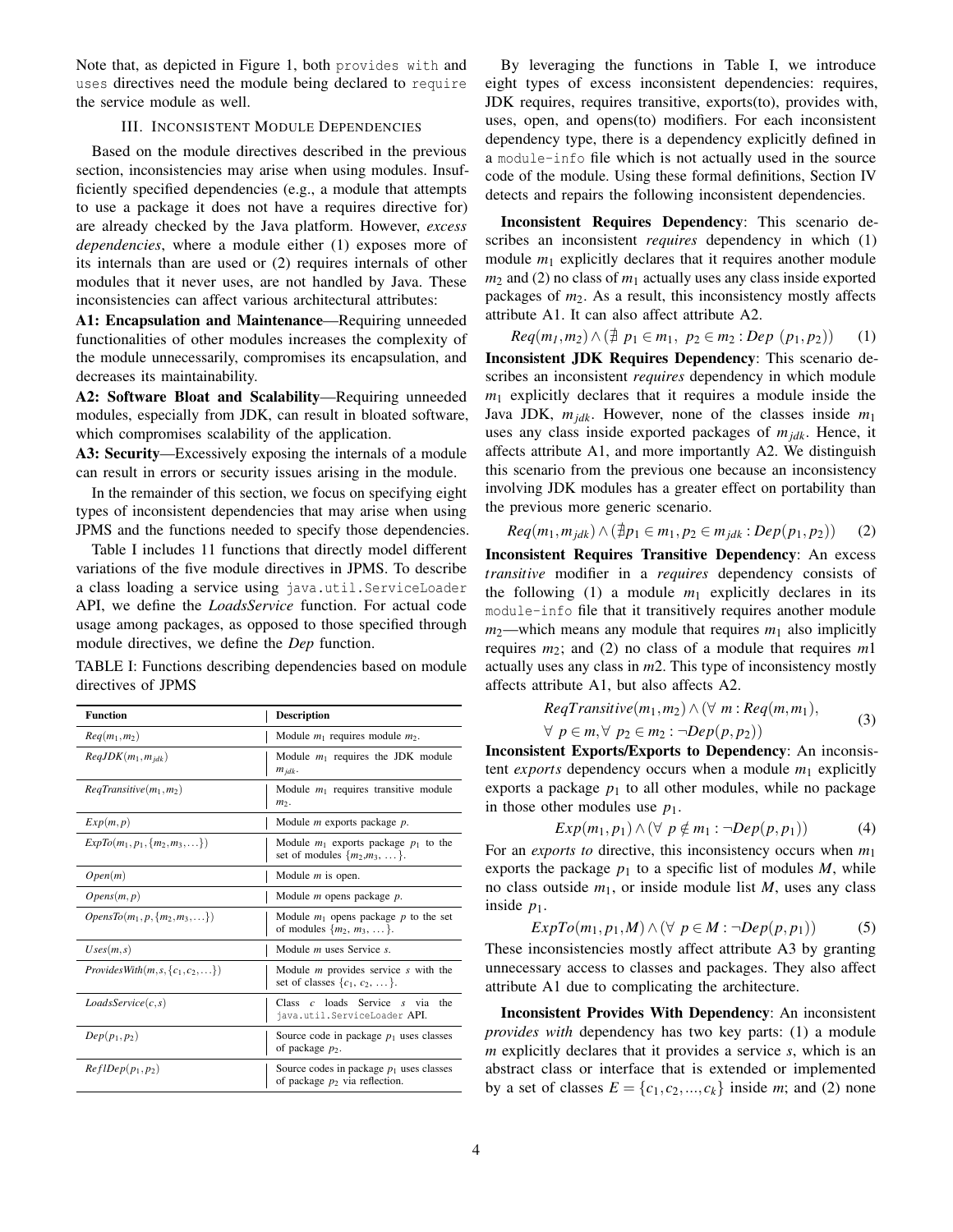Note that, as depicted in Figure 1, both `provides with` and `uses` directives need the module being declared to `require` the service module as well.

## III. Inconsistent Module Dependencies

Based on the module directives described in the previous section, inconsistencies may arise when using modules. Insufficiently specified dependencies (e.g., a module that attempts to use a package it does not have a requires directive for) are already checked by the Java platform. However, *excess dependencies*, where a module either (1) exposes more of its internals than are used or (2) requires internals of other modules that it never uses, are not handled by Java. These inconsistencies can affect various architectural attributes:

**A1: Encapsulation and Maintenance**—Requiring unneeded functionalities of other modules increases the complexity of the module unnecessarily, compromises its encapsulation, and decreases its maintainability.

**A2: Software Bloat and Scalability**—Requiring unneeded modules, especially from JDK, can result in bloated software, which compromises scalability of the application.

**A3: Security**—Excessively exposing the internals of a module can result in errors or security issues arising in the module.

In the remainder of this section, we focus on specifying eight types of inconsistent dependencies that may arise when using JPMS and the functions needed to specify those dependencies.

Table I includes 11 functions that directly model different variations of the five module directives in JPMS. To describe a class loading a service using `java.util.ServiceLoader` API, we define the *LoadsService* function. For actual code usage among packages, as opposed to those specified through module directives, we define the *Dep* function.

TABLE I: Functions describing dependencies based on module directives of JPMS

| Function | Description |
|---|---|
| $Req(m_1, m_2)$ | Module $m_1$ requires module $m_2$. |
| $ReqJDK(m_1, m_{jdk})$ | Module $m_1$ requires the JDK module $m_{jdk}$. |
| $ReqTransitive(m_1, m_2)$ | Module $m_1$ requires transitive module $m_2$. |
| $Exp(m, p)$ | Module $m$ exports package $p$. |
| $ExpTo(m_1, p_1, \{m_2, m_3, \ldots\})$ | Module $m_1$ exports package $p_1$ to the set of modules $\{m_2, m_3, \ldots\}$. |
| $Open(m)$ | Module $m$ is open. |
| $Opens(m, p)$ | Module $m$ opens package $p$. |
| $OpensTo(m_1, p, \{m_2, m_3, \ldots\})$ | Module $m_1$ opens package $p$ to the set of modules $\{m_2, m_3, \ldots\}$. |
| $Uses(m, s)$ | Module $m$ uses Service $s$. |
| $ProvidesWith(m, s, \{c_1, c_2, \ldots\})$ | Module $m$ provides service $s$ with the set of classes $\{c_1, c_2, \ldots\}$. |
| $LoadsService(c, s)$ | Class $c$ loads Service $s$ via the `java.util.ServiceLoader` API. |
| $Dep(p_1, p_2)$ | Source code in package $p_1$ uses classes of package $p_2$. |
| $ReflDep(p_1, p_2)$ | Source codes in package $p_1$ uses classes of package $p_2$ via reflection. |

By leveraging the functions in Table I, we introduce eight types of excess inconsistent dependencies: requires, JDK requires, requires transitive, exports(to), provides with, uses, open, and opens(to) modifiers. For each inconsistent dependency type, there is a dependency explicitly defined in a `module-info` file which is not actually used in the source code of the module. Using these formal definitions, Section IV detects and repairs the following inconsistent dependencies.

**Inconsistent Requires Dependency**: This scenario describes an inconsistent *requires* dependency in which (1) module $m_1$ explicitly declares that it requires another module $m_2$ and (2) no class of $m_1$ actually uses any class inside exported packages of $m_2$. As a result, this inconsistency mostly affects attribute A1. It can also affect attribute A2.

$$Req(m_1, m_2) \wedge (\nexists \ p_1 \in m_1, \ p_2 \in m_2 : Dep \ (p_1, p_2)) \quad (1)$$

**Inconsistent JDK Requires Dependency**: This scenario describes an inconsistent *requires* dependency in which module $m_1$ explicitly declares that it requires a module inside the Java JDK, $m_{jdk}$. However, none of the classes inside $m_1$ uses any class inside exported packages of $m_{jdk}$. Hence, it affects attribute A1, and more importantly A2. We distinguish this scenario from the previous one because an inconsistency involving JDK modules has a greater effect on portability than the previous more generic scenario.

$$Req(m_1, m_{jdk}) \wedge (\nexists p_1 \in m_1, p_2 \in m_{jdk} : Dep(p_1, p_2)) \quad (2)$$

**Inconsistent Requires Transitive Dependency**: An excess *transitive* modifier in a *requires* dependency consists of the following (1) a module $m_1$ explicitly declares in its `module-info` file that it transitively requires another module $m_2$—which means any module that requires $m_1$ also implicitly requires $m_2$; and (2) no class of a module that requires $m1$ actually uses any class in $m2$. This type of inconsistency mostly affects attribute A1, but also affects A2.

$$\begin{gathered} ReqTransitive(m_1, m_1) \wedge (\forall \ m : Req(m, m_1), \\ \forall \ p \in m, \forall \ p_2 \in m_2 : \neg Dep(p, p_2)) \end{gathered} \quad (3)$$

**Inconsistent Exports/Exports to Dependency**: An inconsistent *exports* dependency occurs when a module $m_1$ explicitly exports a package $p_1$ to all other modules, while no package in those other modules use $p_1$.

$$Exp(m_1, p_1) \wedge (\forall \ p \notin m_1 : \neg Dep(p, p_1)) \quad (4)$$

For an *exports to* directive, this inconsistency occurs when $m_1$ exports the package $p_1$ to a specific list of modules $M$, while no class outside $m_1$, or inside module list $M$, uses any class inside $p_1$.

$$ExpTo(m_1, p_1, M) \wedge (\forall \ p \in M : \neg Dep(p, p_1)) \quad (5)$$

These inconsistencies mostly affect attribute A3 by granting unnecessary access to classes and packages. They also affect attribute A1 due to complicating the architecture.

**Inconsistent Provides With Dependency**: An inconsistent *provides with* dependency has two key parts: (1) a module $m$ explicitly declares that it provides a service $s$, which is an abstract class or interface that is extended or implemented by a set of classes $E = \{c_1, c_2, ..., c_k\}$ inside $m$; and (2) none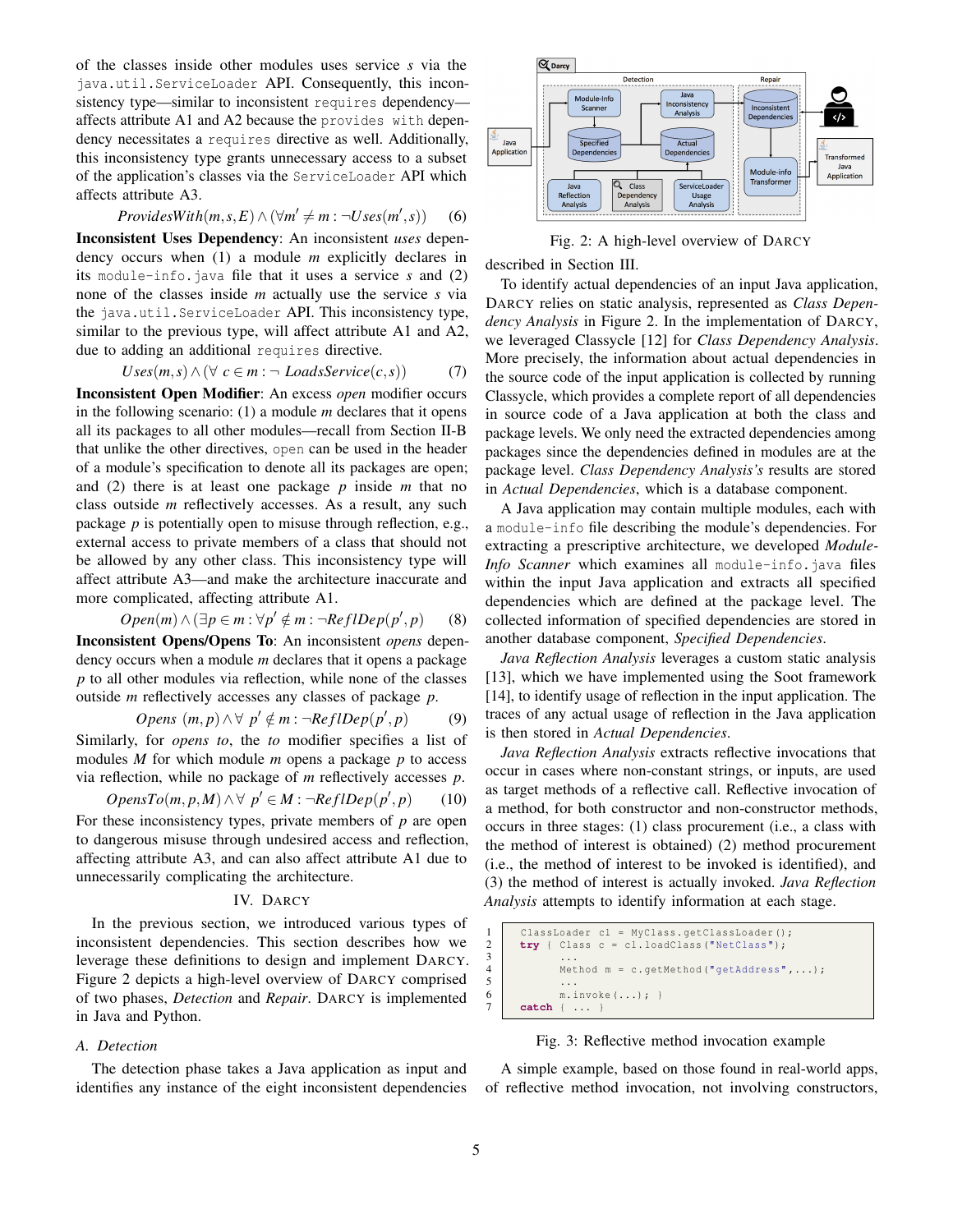of the classes inside other modules uses service $s$ via the `java.util.ServiceLoader` API. Consequently, this inconsistency type—similar to inconsistent `requires` dependency—affects attribute A1 and A2 because the `provides with` dependency necessitates a `requires` directive as well. Additionally, this inconsistency type grants unnecessary access to a subset of the application's classes via the `ServiceLoader` API which affects attribute A3.

$$ProvidesWith(m,s,E) \wedge (\forall m' \neq m : \neg Uses(m',s)) \quad (6)$$

**Inconsistent Uses Dependency**: An inconsistent *uses* dependency occurs when (1) a module $m$ explicitly declares in its `module-info.java` file that it uses a service $s$ and (2) none of the classes inside $m$ actually use the service $s$ via the `java.util.ServiceLoader` API. This inconsistency type, similar to the previous type, will affect attribute A1 and A2, due to adding an additional `requires` directive.

$$Uses(m,s) \wedge (\forall\ c \in m : \neg\ LoadsService(c,s)) \quad (7)$$

**Inconsistent Open Modifier**: An excess *open* modifier occurs in the following scenario: (1) a module $m$ declares that it opens all its packages to all other modules—recall from Section II-B that unlike the other directives, `open` can be used in the header of a module's specification to denote all its packages are open; and (2) there is at least one package $p$ inside $m$ that no class outside $m$ reflectively accesses. As a result, any such package $p$ is potentially open to misuse through reflection, e.g., external access to private members of a class that should not be allowed by any other class. This inconsistency type will affect attribute A3—and make the architecture inaccurate and more complicated, affecting attribute A1.

$$Open(m) \wedge (\exists p \in m : \forall p' \notin m : \neg ReflDep(p',p) \quad (8)$$

**Inconsistent Opens/Opens To**: An inconsistent *opens* dependency occurs when a module $m$ declares that it opens a package $p$ to all other modules via reflection, while none of the classes outside $m$ reflectively accesses any classes of package $p$.

$$Opens\ (m,p) \wedge \forall\ p' \notin m : \neg ReflDep(p',p) \quad (9)$$

Similarly, for *opens to*, the *to* modifier specifies a list of modules $M$ for which module $m$ opens a package $p$ to access via reflection, while no package of $m$ reflectively accesses $p$.

$$OpensTo(m,p,M) \wedge \forall\ p' \in M : \neg ReflDep(p',p) \quad (10)$$

For these inconsistency types, private members of $p$ are open to dangerous misuse through undesired access and reflection, affecting attribute A3, and can also affect attribute A1 due to unnecessarily complicating the architecture.

## IV. DARCY

In the previous section, we introduced various types of inconsistent dependencies. This section describes how we leverage these definitions to design and implement DARCY. Figure 2 depicts a high-level overview of DARCY comprised of two phases, *Detection* and *Repair*. DARCY is implemented in Java and Python.

### A. Detection

The detection phase takes a Java application as input and identifies any instance of the eight inconsistent dependencies described in Section III.

Fig. 2: A high-level overview of DARCY

To identify actual dependencies of an input Java application, DARCY relies on static analysis, represented as *Class Dependency Analysis* in Figure 2. In the implementation of DARCY, we leveraged Classycle [12] for *Class Dependency Analysis*. More precisely, the information about actual dependencies in the source code of the input application is collected by running Classycle, which provides a complete report of all dependencies in source code of a Java application at both the class and package levels. We only need the extracted dependencies among packages since the dependencies defined in modules are at the package level. *Class Dependency Analysis's* results are stored in *Actual Dependencies*, which is a database component.

A Java application may contain multiple modules, each with a `module-info` file describing the module's dependencies. For extracting a prescriptive architecture, we developed *Module-Info Scanner* which examines all `module-info.java` files within the input Java application and extracts all specified dependencies which are defined at the package level. The collected information of specified dependencies are stored in another database component, *Specified Dependencies*.

*Java Reflection Analysis* leverages a custom static analysis [13], which we have implemented using the Soot framework [14], to identify usage of reflection in the input application. The traces of any actual usage of reflection in the Java application is then stored in *Actual Dependencies*.

*Java Reflection Analysis* extracts reflective invocations that occur in cases where non-constant strings, or inputs, are used as target methods of a reflective call. Reflective invocation of a method, for both constructor and non-constructor methods, occurs in three stages: (1) class procurement (i.e., a class with the method of interest is obtained) (2) method procurement (i.e., the method of interest to be invoked is identified), and (3) the method of interest is actually invoked. *Java Reflection Analysis* attempts to identify information at each stage.

```
1   ClassLoader cl = MyClass.getClassLoader();
2   try { Class c = cl.loadClass("NetClass");
3         ...
4         Method m = c.getMethod("getAddress",...);
5         ...
6         m.invoke(...); }
7   catch { ... }
```

Fig. 3: Reflective method invocation example

A simple example, based on those found in real-world apps, of reflective method invocation, not involving constructors,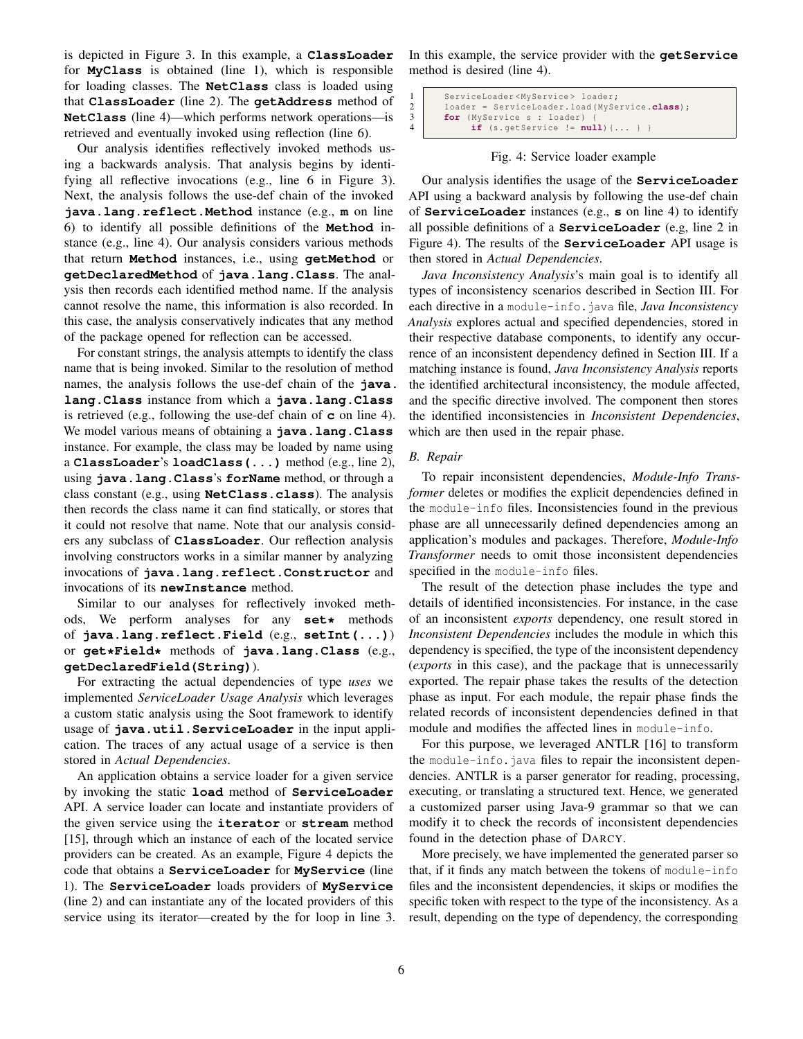is depicted in Figure 3. In this example, a **ClassLoader** for **MyClass** is obtained (line 1), which is responsible for loading classes. The **NetClass** class is loaded using that **ClassLoader** (line 2). The **getAddress** method of **NetClass** (line 4)—which performs network operations—is retrieved and eventually invoked using reflection (line 6).

Our analysis identifies reflectively invoked methods using a backwards analysis. That analysis begins by identifying all reflective invocations (e.g., line 6 in Figure 3). Next, the analysis follows the use-def chain of the invoked **java.lang.reflect.Method** instance (e.g., **m** on line 6) to identify all possible definitions of the **Method** instance (e.g., line 4). Our analysis considers various methods that return **Method** instances, i.e., using **getMethod** or **getDeclaredMethod** of **java.lang.Class**. The analysis then records each identified method name. If the analysis cannot resolve the name, this information is also recorded. In this case, the analysis conservatively indicates that any method of the package opened for reflection can be accessed.

For constant strings, the analysis attempts to identify the class name that is being invoked. Similar to the resolution of method names, the analysis follows the use-def chain of the **java.lang.Class** instance from which a **java.lang.Class** is retrieved (e.g., following the use-def chain of **c** on line 4). We model various means of obtaining a **java.lang.Class** instance. For example, the class may be loaded by name using a **ClassLoader**'s **loadClass(...)** method (e.g., line 2), using **java.lang.Class**'s **forName** method, or through a class constant (e.g., using **NetClass.class**). The analysis then records the class name it can find statically, or stores that it could not resolve that name. Note that our analysis considers any subclass of **ClassLoader**. Our reflection analysis involving constructors works in a similar manner by analyzing invocations of **java.lang.reflect.Constructor** and invocations of its **newInstance** method.

Similar to our analyses for reflectively invoked methods, We perform analyses for any **set*** methods of **java.lang.reflect.Field** (e.g., **setInt(...)**) or **get*Field*** methods of **java.lang.Class** (e.g., **getDeclaredField(String)**).

For extracting the actual dependencies of type *uses* we implemented *ServiceLoader Usage Analysis* which leverages a custom static analysis using the Soot framework to identify usage of **java.util.ServiceLoader** in the input application. The traces of any actual usage of a service is then stored in *Actual Dependencies*.

An application obtains a service loader for a given service by invoking the static **load** method of **ServiceLoader** API. A service loader can locate and instantiate providers of the given service using the **iterator** or **stream** method [15], through which an instance of each of the located service providers can be created. As an example, Figure 4 depicts the code that obtains a **ServiceLoader** for **MyService** (line 1). The **ServiceLoader** loads providers of **MyService** (line 2) and can instantiate any of the located providers of this service using its iterator—created by the for loop in line 3. In this example, the service provider with the **getService** method is desired (line 4).

```
1    ServiceLoader<MyService> loader;
2    loader = ServiceLoader.load(MyService.class);
3    for (MyService s : loader) {
4        if (s.getService != null){... } }
```

Fig. 4: Service loader example

Our analysis identifies the usage of the **ServiceLoader** API using a backward analysis by following the use-def chain of **ServiceLoader** instances (e.g., **s** on line 4) to identify all possible definitions of a **ServiceLoader** (e.g, line 2 in Figure 4). The results of the **ServiceLoader** API usage is then stored in *Actual Dependencies*.

*Java Inconsistency Analysis*'s main goal is to identify all types of inconsistency scenarios described in Section III. For each directive in a `module-info.java` file, *Java Inconsistency Analysis* explores actual and specified dependencies, stored in their respective database components, to identify any occurrence of an inconsistent dependency defined in Section III. If a matching instance is found, *Java Inconsistency Analysis* reports the identified architectural inconsistency, the module affected, and the specific directive involved. The component then stores the identified inconsistencies in *Inconsistent Dependencies*, which are then used in the repair phase.

### B. Repair

To repair inconsistent dependencies, *Module-Info Transformer* deletes or modifies the explicit dependencies defined in the `module-info` files. Inconsistencies found in the previous phase are all unnecessarily defined dependencies among an application's modules and packages. Therefore, *Module-Info Transformer* needs to omit those inconsistent dependencies specified in the `module-info` files.

The result of the detection phase includes the type and details of identified inconsistencies. For instance, in the case of an inconsistent *exports* dependency, one result stored in *Inconsistent Dependencies* includes the module in which this dependency is specified, the type of the inconsistent dependency (*exports* in this case), and the package that is unnecessarily exported. The repair phase takes the results of the detection phase as input. For each module, the repair phase finds the related records of inconsistent dependencies defined in that module and modifies the affected lines in `module-info`.

For this purpose, we leveraged ANTLR [16] to transform the `module-info.java` files to repair the inconsistent dependencies. ANTLR is a parser generator for reading, processing, executing, or translating a structured text. Hence, we generated a customized parser using Java-9 grammar so that we can modify it to check the records of inconsistent dependencies found in the detection phase of DARCY.

More precisely, we have implemented the generated parser so that, if it finds any match between the tokens of `module-info` files and the inconsistent dependencies, it skips or modifies the specific token with respect to the type of the inconsistency. As a result, depending on the type of dependency, the corresponding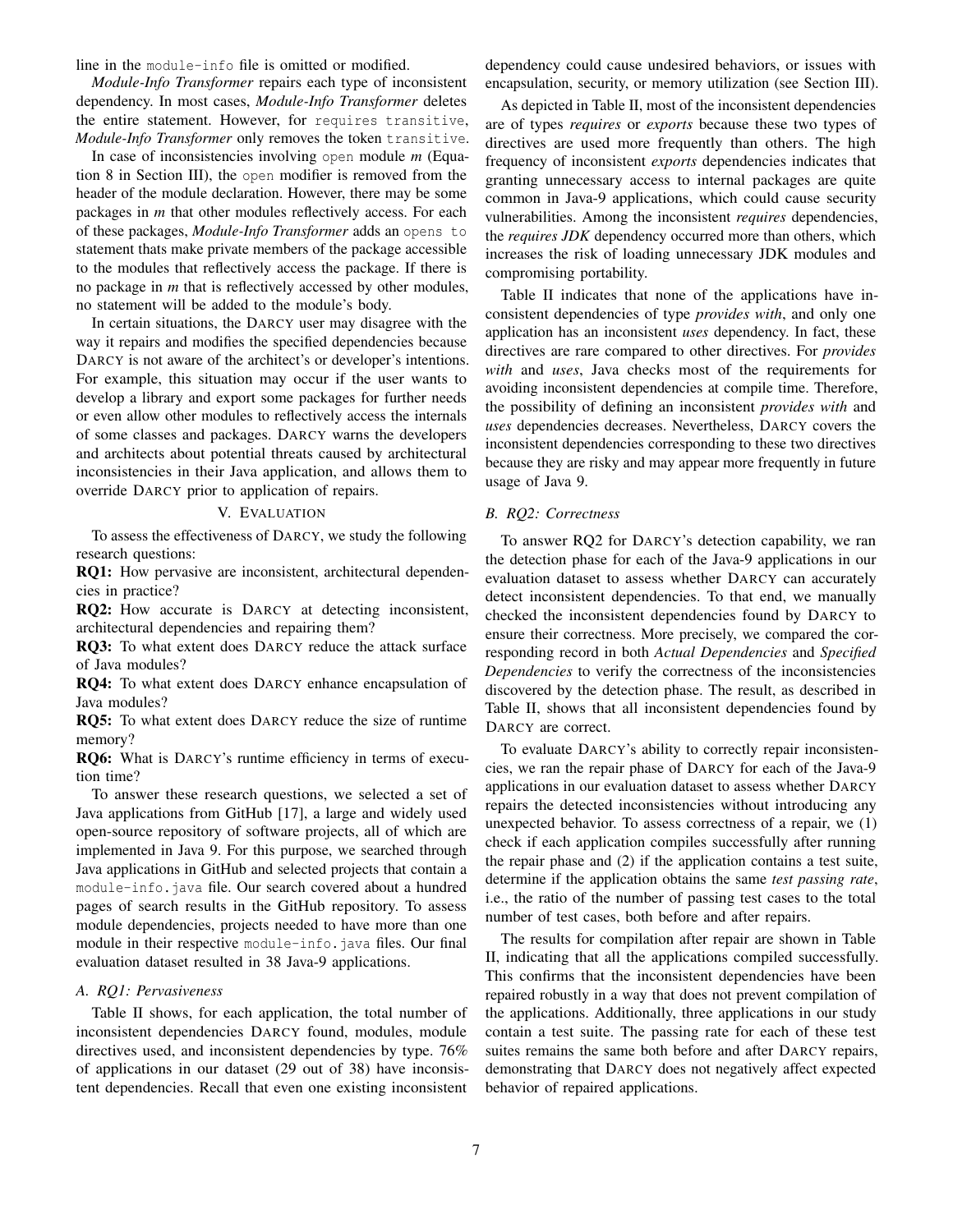line in the `module-info` file is omitted or modified.

*Module-Info Transformer* repairs each type of inconsistent dependency. In most cases, *Module-Info Transformer* deletes the entire statement. However, for `requires transitive`, *Module-Info Transformer* only removes the token `transitive`.

In case of inconsistencies involving `open` module *m* (Equation 8 in Section III), the `open` modifier is removed from the header of the module declaration. However, there may be some packages in *m* that other modules reflectively access. For each of these packages, *Module-Info Transformer* adds an `opens to` statement thats make private members of the package accessible to the modules that reflectively access the package. If there is no package in *m* that is reflectively accessed by other modules, no statement will be added to the module's body.

In certain situations, the DARCY user may disagree with the way it repairs and modifies the specified dependencies because DARCY is not aware of the architect's or developer's intentions. For example, this situation may occur if the user wants to develop a library and export some packages for further needs or even allow other modules to reflectively access the internals of some classes and packages. DARCY warns the developers and architects about potential threats caused by architectural inconsistencies in their Java application, and allows them to override DARCY prior to application of repairs.

## V. EVALUATION

To assess the effectiveness of DARCY, we study the following research questions:

**RQ1:** How pervasive are inconsistent, architectural dependencies in practice?

**RQ2:** How accurate is DARCY at detecting inconsistent, architectural dependencies and repairing them?

**RQ3:** To what extent does DARCY reduce the attack surface of Java modules?

**RQ4:** To what extent does DARCY enhance encapsulation of Java modules?

**RQ5:** To what extent does DARCY reduce the size of runtime memory?

**RQ6:** What is DARCY's runtime efficiency in terms of execution time?

To answer these research questions, we selected a set of Java applications from GitHub [17], a large and widely used open-source repository of software projects, all of which are implemented in Java 9. For this purpose, we searched through Java applications in GitHub and selected projects that contain a `module-info.java` file. Our search covered about a hundred pages of search results in the GitHub repository. To assess module dependencies, projects needed to have more than one module in their respective `module-info.java` files. Our final evaluation dataset resulted in 38 Java-9 applications.

### A. RQ1: Pervasiveness

Table II shows, for each application, the total number of inconsistent dependencies DARCY found, modules, module directives used, and inconsistent dependencies by type. 76% of applications in our dataset (29 out of 38) have inconsistent dependencies. Recall that even one existing inconsistent dependency could cause undesired behaviors, or issues with encapsulation, security, or memory utilization (see Section III).

As depicted in Table II, most of the inconsistent dependencies are of types *requires* or *exports* because these two types of directives are used more frequently than others. The high frequency of inconsistent *exports* dependencies indicates that granting unnecessary access to internal packages are quite common in Java-9 applications, which could cause security vulnerabilities. Among the inconsistent *requires* dependencies, the *requires JDK* dependency occurred more than others, which increases the risk of loading unnecessary JDK modules and compromising portability.

Table II indicates that none of the applications have inconsistent dependencies of type *provides with*, and only one application has an inconsistent *uses* dependency. In fact, these directives are rare compared to other directives. For *provides with* and *uses*, Java checks most of the requirements for avoiding inconsistent dependencies at compile time. Therefore, the possibility of defining an inconsistent *provides with* and *uses* dependencies decreases. Nevertheless, DARCY covers the inconsistent dependencies corresponding to these two directives because they are risky and may appear more frequently in future usage of Java 9.

### B. RQ2: Correctness

To answer RQ2 for DARCY's detection capability, we ran the detection phase for each of the Java-9 applications in our evaluation dataset to assess whether DARCY can accurately detect inconsistent dependencies. To that end, we manually checked the inconsistent dependencies found by DARCY to ensure their correctness. More precisely, we compared the corresponding record in both *Actual Dependencies* and *Specified Dependencies* to verify the correctness of the inconsistencies discovered by the detection phase. The result, as described in Table II, shows that all inconsistent dependencies found by DARCY are correct.

To evaluate DARCY's ability to correctly repair inconsistencies, we ran the repair phase of DARCY for each of the Java-9 applications in our evaluation dataset to assess whether DARCY repairs the detected inconsistencies without introducing any unexpected behavior. To assess correctness of a repair, we (1) check if each application compiles successfully after running the repair phase and (2) if the application contains a test suite, determine if the application obtains the same *test passing rate*, i.e., the ratio of the number of passing test cases to the total number of test cases, both before and after repairs.

The results for compilation after repair are shown in Table II, indicating that all the applications compiled successfully. This confirms that the inconsistent dependencies have been repaired robustly in a way that does not prevent compilation of the applications. Additionally, three applications in our study contain a test suite. The passing rate for each of these test suites remains the same both before and after DARCY repairs, demonstrating that DARCY does not negatively affect expected behavior of repaired applications.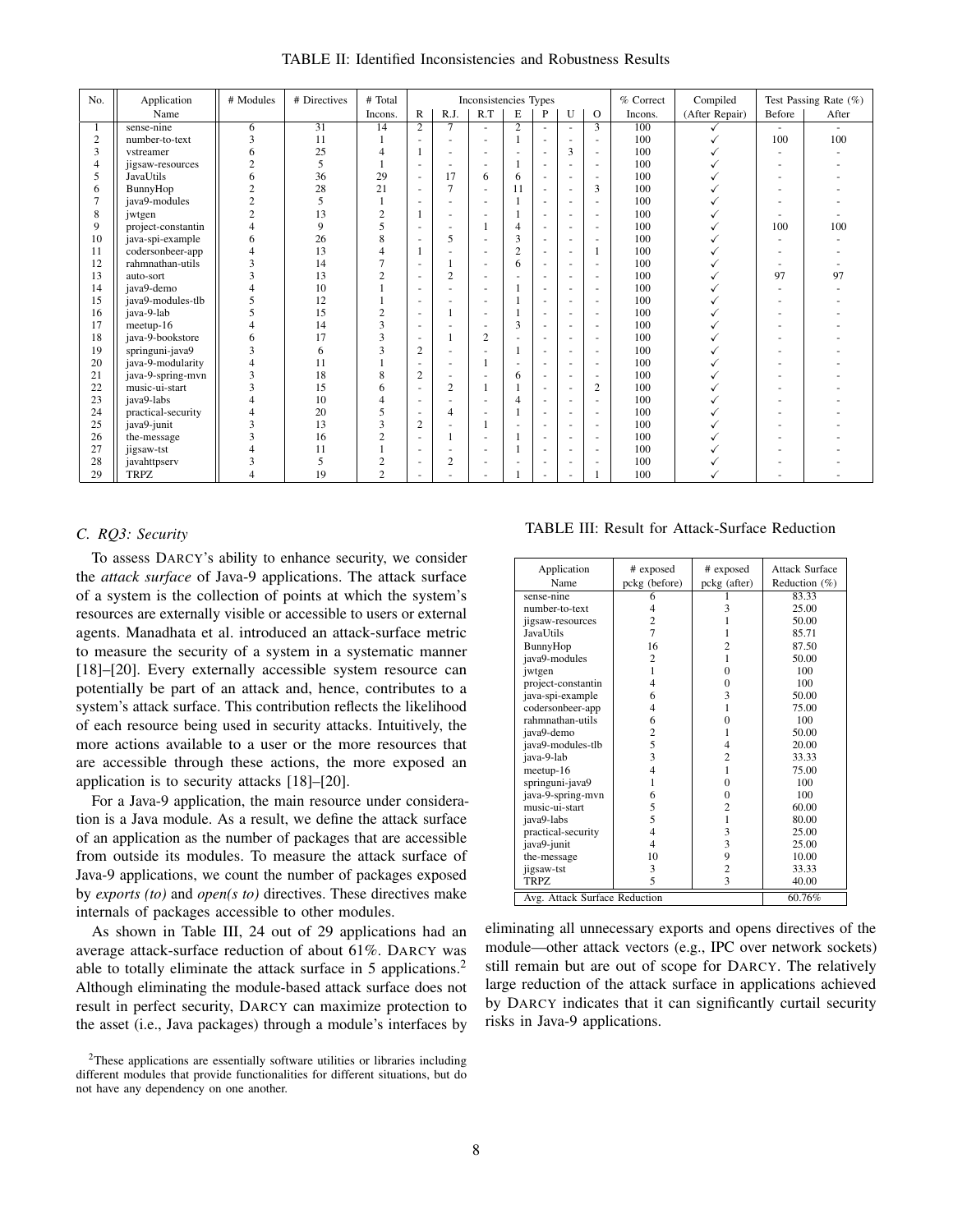TABLE II: Identified Inconsistencies and Robustness Results

| No. | Application Name | # Modules | # Directives | # Total Incons. | Inconsistencies Types | | | | | | | % Correct Incons. | Compiled (After Repair) | Test Passing Rate (%) | |
|---|---|---|---|---|---|---|---|---|---|---|---|---|---|---|---|
| | | | | | R | R.J. | R.T | E | P | U | O | | | Before | After |
| 1 | sense-nine | 6 | 31 | 14 | 2 | 7 | - | 2 | - | - | 3 | 100 | ✓ | - | - |
| 2 | number-to-text | 3 | 11 | 1 | - | - | - | 1 | - | - | - | 100 | ✓ | 100 | 100 |
| 3 | vstreamer | 6 | 25 | 4 | 1 | - | - | - | - | 3 | - | 100 | ✓ | - | - |
| 4 | jigsaw-resources | 2 | 5 | 1 | - | - | - | 1 | - | - | - | 100 | ✓ | - | - |
| 5 | JavaUtils | 6 | 36 | 29 | - | 17 | 6 | 6 | - | - | - | 100 | ✓ | - | - |
| 6 | BunnyHop | 2 | 28 | 21 | - | 7 | - | 11 | - | - | 3 | 100 | ✓ | - | - |
| 7 | java9-modules | 2 | 5 | 1 | - | - | - | 1 | - | - | - | 100 | ✓ | - | - |
| 8 | jwtgen | 2 | 13 | 2 | 1 | - | - | 1 | - | - | - | 100 | ✓ | - | - |
| 9 | project-constantin | 4 | 9 | 5 | - | - | 1 | 4 | - | - | - | 100 | ✓ | 100 | 100 |
| 10 | java-spi-example | 6 | 26 | 8 | - | 5 | - | 3 | - | - | - | 100 | ✓ | - | - |
| 11 | codersonbeer-app | 4 | 13 | 4 | 1 | - | - | 2 | - | - | 1 | 100 | ✓ | - | - |
| 12 | rahmnathan-utils | 3 | 14 | 7 | - | 1 | - | 6 | - | - | - | 100 | ✓ | - | - |
| 13 | auto-sort | 3 | 13 | 2 | - | 2 | - | - | - | - | - | 100 | ✓ | 97 | 97 |
| 14 | java9-demo | 4 | 10 | 1 | - | - | - | 1 | - | - | - | 100 | ✓ | - | - |
| 15 | java9-modules-tlb | 5 | 12 | 1 | - | - | - | 1 | - | - | - | 100 | ✓ | - | - |
| 16 | java-9-lab | 5 | 15 | 2 | - | 1 | - | 1 | - | - | - | 100 | ✓ | - | - |
| 17 | meetup-16 | 4 | 14 | 3 | - | - | - | 3 | - | - | - | 100 | ✓ | - | - |
| 18 | java-9-bookstore | 6 | 17 | 3 | - | 1 | 2 | - | - | - | - | 100 | ✓ | - | - |
| 19 | springuni-java9 | 3 | 6 | 3 | 2 | - | - | 1 | - | - | - | 100 | ✓ | - | - |
| 20 | java-9-modularity | 4 | 11 | 1 | - | - | 1 | - | - | - | - | 100 | ✓ | - | - |
| 21 | java-9-spring-mvn | 3 | 18 | 8 | 2 | - | - | 6 | - | - | - | 100 | ✓ | - | - |
| 22 | music-ui-start | 3 | 15 | 6 | - | 2 | 1 | 1 | - | - | 2 | 100 | ✓ | - | - |
| 23 | java9-labs | 4 | 10 | 4 | - | - | - | 4 | - | - | - | 100 | ✓ | - | - |
| 24 | practical-security | 4 | 20 | 5 | - | 4 | - | 1 | - | - | - | 100 | ✓ | - | - |
| 25 | java9-junit | 3 | 13 | 3 | 2 | - | 1 | - | - | - | - | 100 | ✓ | - | - |
| 26 | the-message | 3 | 16 | 2 | - | 1 | - | 1 | - | - | - | 100 | ✓ | - | - |
| 27 | jigsaw-tst | 4 | 11 | 1 | - | - | - | 1 | - | - | - | 100 | ✓ | - | - |
| 28 | javahttpserv | 3 | 5 | 2 | - | 2 | - | - | - | - | - | 100 | ✓ | - | - |
| 29 | TRPZ | 4 | 19 | 2 | - | - | - | 1 | - | - | 1 | 100 | ✓ | - | - |

### C. RQ3: Security

To assess DARCY's ability to enhance security, we consider the *attack surface* of Java-9 applications. The attack surface of a system is the collection of points at which the system's resources are externally visible or accessible to users or external agents. Manadhata et al. introduced an attack-surface metric to measure the security of a system in a systematic manner [18]–[20]. Every externally accessible system resource can potentially be part of an attack and, hence, contributes to a system's attack surface. This contribution reflects the likelihood of each resource being used in security attacks. Intuitively, the more actions available to a user or the more resources that are accessible through these actions, the more exposed an application is to security attacks [18]–[20].

For a Java-9 application, the main resource under consideration is a Java module. As a result, we define the attack surface of an application as the number of packages that are accessible from outside its modules. To measure the attack surface of Java-9 applications, we count the number of packages exposed by *exports (to)* and *open(s to)* directives. These directives make internals of packages accessible to other modules.

As shown in Table III, 24 out of 29 applications had an average attack-surface reduction of about 61%. DARCY was able to totally eliminate the attack surface in 5 applications.[2] Although eliminating the module-based attack surface does not result in perfect security, DARCY can maximize protection to the asset (i.e., Java packages) through a module's interfaces by eliminating all unnecessary exports and opens directives of the module—other attack vectors (e.g., IPC over network sockets) still remain but are out of scope for DARCY. The relatively large reduction of the attack surface in applications achieved by DARCY indicates that it can significantly curtail security risks in Java-9 applications.

TABLE III: Result for Attack-Surface Reduction

| Application Name | # exposed pckg (before) | # exposed pckg (after) | Attack Surface Reduction (%) |
|---|---|---|---|
| sense-nine | 6 | 1 | 83.33 |
| number-to-text | 4 | 3 | 25.00 |
| jigsaw-resources | 2 | 1 | 50.00 |
| JavaUtils | 7 | 1 | 85.71 |
| BunnyHop | 16 | 2 | 87.50 |
| java9-modules | 2 | 1 | 50.00 |
| jwtgen | 1 | 0 | 100 |
| project-constantin | 4 | 0 | 100 |
| java-spi-example | 6 | 3 | 50.00 |
| codersonbeer-app | 4 | 1 | 75.00 |
| rahmnathan-utils | 6 | 0 | 100 |
| java9-demo | 2 | 1 | 50.00 |
| java9-modules-tlb | 5 | 4 | 20.00 |
| java-9-lab | 3 | 2 | 33.33 |
| meetup-16 | 4 | 1 | 75.00 |
| springuni-java9 | 1 | 0 | 100 |
| java-9-spring-mvn | 6 | 0 | 100 |
| music-ui-start | 5 | 2 | 60.00 |
| java9-labs | 5 | 1 | 80.00 |
| practical-security | 4 | 3 | 25.00 |
| java9-junit | 4 | 3 | 25.00 |
| the-message | 10 | 9 | 10.00 |
| jigsaw-tst | 3 | 2 | 33.33 |
| TRPZ | 5 | 3 | 40.00 |
| Avg. Attack Surface Reduction | | | 60.76% |

[2] These applications are essentially software utilities or libraries including different modules that provide functionalities for different situations, but do not have any dependency on one another.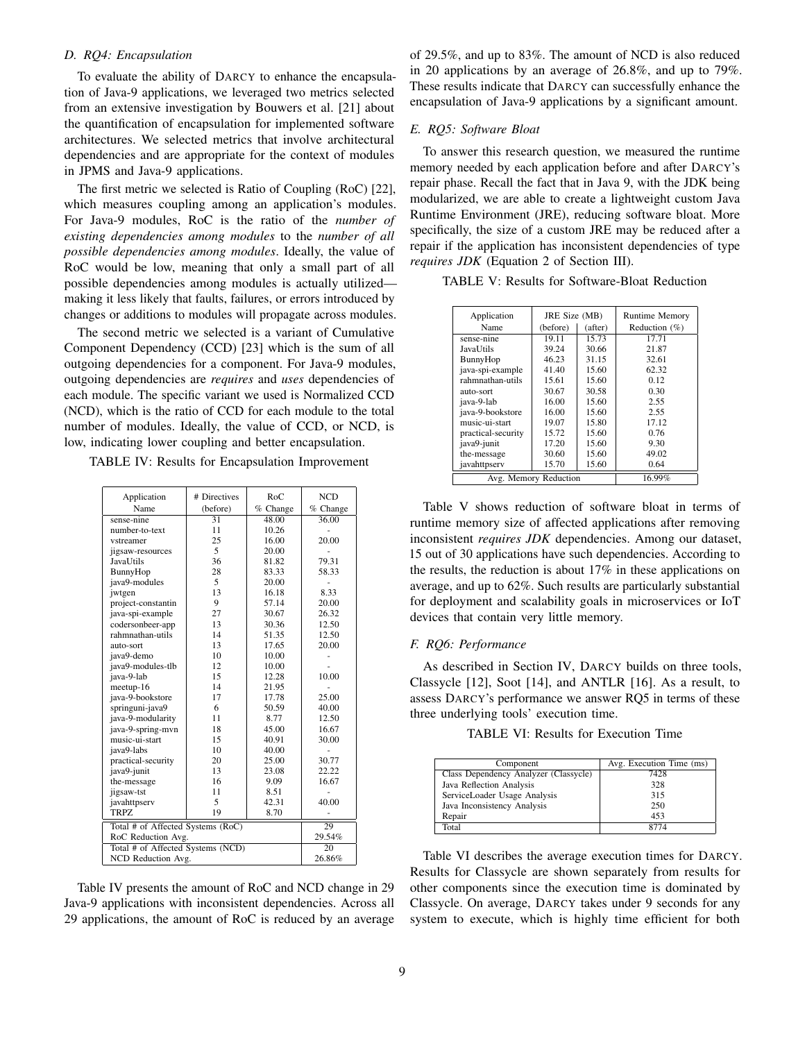### D. RQ4: Encapsulation

To evaluate the ability of DARCY to enhance the encapsulation of Java-9 applications, we leveraged two metrics selected from an extensive investigation by Bouwers et al. [21] about the quantification of encapsulation for implemented software architectures. We selected metrics that involve architectural dependencies and are appropriate for the context of modules in JPMS and Java-9 applications.

The first metric we selected is Ratio of Coupling (RoC) [22], which measures coupling among an application's modules. For Java-9 modules, RoC is the ratio of the *number of existing dependencies among modules* to the *number of all possible dependencies among modules*. Ideally, the value of RoC would be low, meaning that only a small part of all possible dependencies among modules is actually utilized—making it less likely that faults, failures, or errors introduced by changes or additions to modules will propagate across modules.

The second metric we selected is a variant of Cumulative Component Dependency (CCD) [23] which is the sum of all outgoing dependencies for a component. For Java-9 modules, outgoing dependencies are *requires* and *uses* dependencies of each module. The specific variant we used is Normalized CCD (NCD), which is the ratio of CCD for each module to the total number of modules. Ideally, the value of CCD, or NCD, is low, indicating lower coupling and better encapsulation.

TABLE IV: Results for Encapsulation Improvement

| Application Name | # Directives (before) | RoC % Change | NCD % Change |
|---|---|---|---|
| sense-nine | 31 | 48.00 | 36.00 |
| number-to-text | 11 | 10.26 | - |
| vstreamer | 25 | 16.00 | 20.00 |
| jigsaw-resources | 5 | 20.00 | - |
| JavaUtils | 36 | 81.82 | 79.31 |
| BunnyHop | 28 | 83.33 | 58.33 |
| java9-modules | 5 | 20.00 | - |
| jwtgen | 13 | 16.18 | 8.33 |
| project-constantin | 9 | 57.14 | 20.00 |
| java-spi-example | 27 | 30.67 | 26.32 |
| codersonbeer-app | 13 | 30.36 | 12.50 |
| rahmnathan-utils | 14 | 51.35 | 12.50 |
| auto-sort | 13 | 17.65 | 20.00 |
| java9-demo | 10 | 10.00 | - |
| java9-modules-tlb | 12 | 10.00 | - |
| java-9-lab | 15 | 12.28 | 10.00 |
| meetup-16 | 14 | 21.95 | - |
| java-9-bookstore | 17 | 17.78 | 25.00 |
| springuni-java9 | 6 | 50.59 | 40.00 |
| java-9-modularity | 11 | 8.77 | 12.50 |
| java-9-spring-mvn | 18 | 45.00 | 16.67 |
| music-ui-start | 15 | 40.91 | 30.00 |
| java9-labs | 10 | 40.00 | - |
| practical-security | 20 | 25.00 | 30.77 |
| java9-junit | 13 | 23.08 | 22.22 |
| the-message | 16 | 9.09 | 16.67 |
| jigsaw-tst | 11 | 8.51 | - |
| javahttpserv | 5 | 42.31 | 40.00 |
| TRPZ | 19 | 8.70 | - |
| Total # of Affected Systems (RoC) | | | 29 |
| RoC Reduction Avg. | | | 29.54% |
| Total # of Affected Systems (NCD) | | | 20 |
| NCD Reduction Avg. | | | 26.86% |

Table IV presents the amount of RoC and NCD change in 29 Java-9 applications with inconsistent dependencies. Across all 29 applications, the amount of RoC is reduced by an average of 29.5%, and up to 83%. The amount of NCD is also reduced in 20 applications by an average of 26.8%, and up to 79%. These results indicate that DARCY can successfully enhance the encapsulation of Java-9 applications by a significant amount.

### E. RQ5: Software Bloat

To answer this research question, we measured the runtime memory needed by each application before and after DARCY's repair phase. Recall the fact that in Java 9, with the JDK being modularized, we are able to create a lightweight custom Java Runtime Environment (JRE), reducing software bloat. More specifically, the size of a custom JRE may be reduced after a repair if the application has inconsistent dependencies of type *requires JDK* (Equation 2 of Section III).

TABLE V: Results for Software-Bloat Reduction

| Application Name | JRE Size (MB) (before) | JRE Size (MB) (after) | Runtime Memory Reduction (%) |
|---|---|---|---|
| sense-nine | 19.11 | 15.73 | 17.71 |
| JavaUtils | 39.24 | 30.66 | 21.87 |
| BunnyHop | 46.23 | 31.15 | 32.61 |
| java-spi-example | 41.40 | 15.60 | 62.32 |
| rahmnathan-utils | 15.61 | 15.60 | 0.12 |
| auto-sort | 30.67 | 30.58 | 0.30 |
| java-9-lab | 16.00 | 15.60 | 2.55 |
| java-9-bookstore | 16.00 | 15.60 | 2.55 |
| music-ui-start | 19.07 | 15.80 | 17.12 |
| practical-security | 15.72 | 15.60 | 0.76 |
| java9-junit | 17.20 | 15.60 | 9.30 |
| the-message | 30.60 | 15.60 | 49.02 |
| javahttpserv | 15.70 | 15.60 | 0.64 |
| Avg. Memory Reduction | | | 16.99% |

Table V shows reduction of software bloat in terms of runtime memory size of affected applications after removing inconsistent *requires JDK* dependencies. Among our dataset, 15 out of 30 applications have such dependencies. According to the results, the reduction is about 17% in these applications on average, and up to 62%. Such results are particularly substantial for deployment and scalability goals in microservices or IoT devices that contain very little memory.

### F. RQ6: Performance

As described in Section IV, DARCY builds on three tools, Classycle [12], Soot [14], and ANTLR [16]. As a result, to assess DARCY's performance we answer RQ5 in terms of these three underlying tools' execution time.

TABLE VI: Results for Execution Time

| Component | Avg. Execution Time (ms) |
|---|---|
| Class Dependency Analyzer (Classycle) | 7428 |
| Java Reflection Analysis | 328 |
| ServiceLoader Usage Analysis | 315 |
| Java Inconsistency Analysis | 250 |
| Repair | 453 |
| Total | 8774 |

Table VI describes the average execution times for DARCY. Results for Classycle are shown separately from results for other components since the execution time is dominated by Classycle. On average, DARCY takes under 9 seconds for any system to execute, which is highly time efficient for both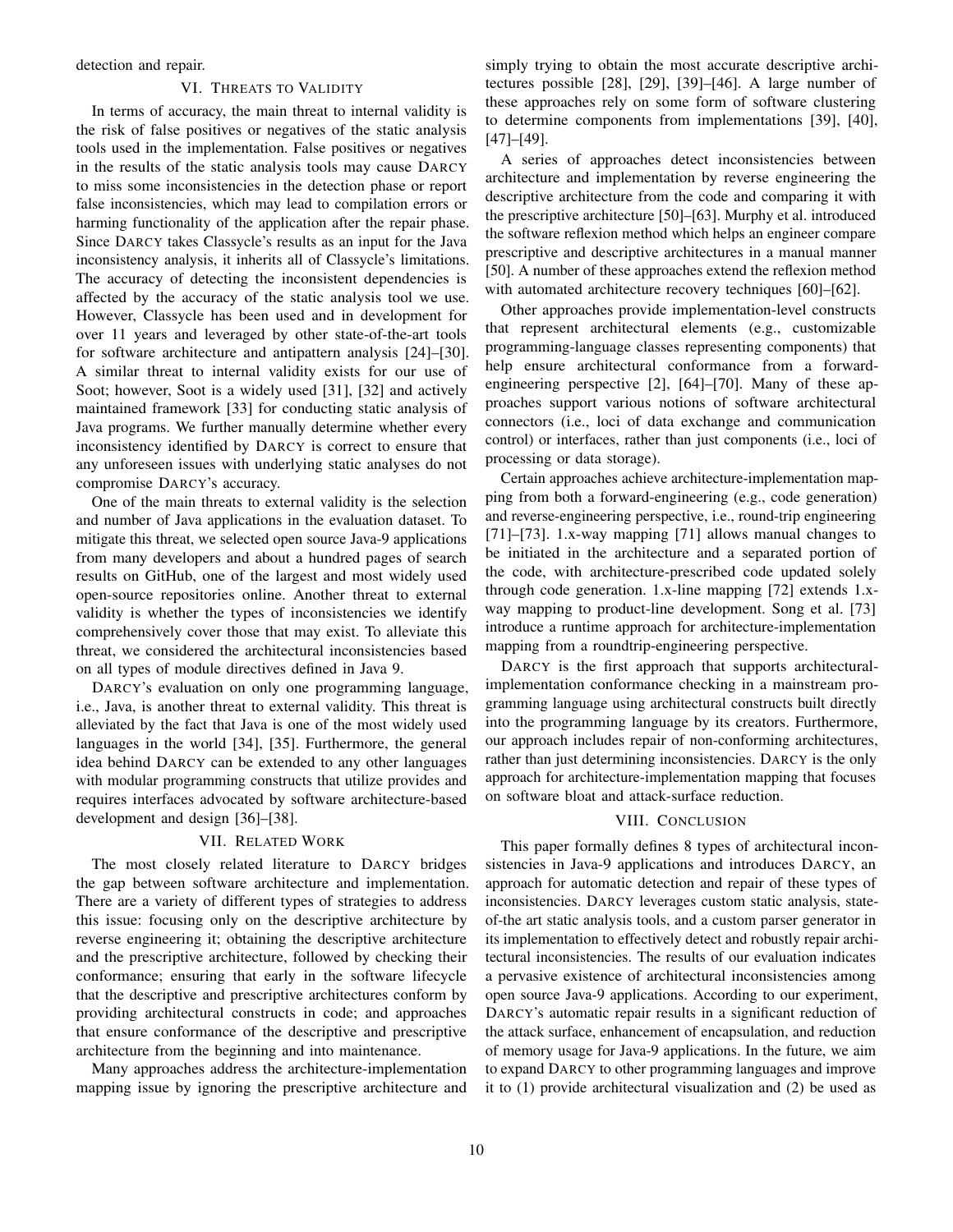detection and repair.

## VI. Threats to Validity

In terms of accuracy, the main threat to internal validity is the risk of false positives or negatives of the static analysis tools used in the implementation. False positives or negatives in the results of the static analysis tools may cause DARCY to miss some inconsistencies in the detection phase or report false inconsistencies, which may lead to compilation errors or harming functionality of the application after the repair phase. Since DARCY takes Classycle's results as an input for the Java inconsistency analysis, it inherits all of Classycle's limitations. The accuracy of detecting the inconsistent dependencies is affected by the accuracy of the static analysis tool we use. However, Classycle has been used and in development for over 11 years and leveraged by other state-of-the-art tools for software architecture and antipattern analysis [24]–[30]. A similar threat to internal validity exists for our use of Soot; however, Soot is a widely used [31], [32] and actively maintained framework [33] for conducting static analysis of Java programs. We further manually determine whether every inconsistency identified by DARCY is correct to ensure that any unforeseen issues with underlying static analyses do not compromise DARCY's accuracy.

One of the main threats to external validity is the selection and number of Java applications in the evaluation dataset. To mitigate this threat, we selected open source Java-9 applications from many developers and about a hundred pages of search results on GitHub, one of the largest and most widely used open-source repositories online. Another threat to external validity is whether the types of inconsistencies we identify comprehensively cover those that may exist. To alleviate this threat, we considered the architectural inconsistencies based on all types of module directives defined in Java 9.

DARCY's evaluation on only one programming language, i.e., Java, is another threat to external validity. This threat is alleviated by the fact that Java is one of the most widely used languages in the world [34], [35]. Furthermore, the general idea behind DARCY can be extended to any other languages with modular programming constructs that utilize provides and requires interfaces advocated by software architecture-based development and design [36]–[38].

## VII. Related Work

The most closely related literature to DARCY bridges the gap between software architecture and implementation. There are a variety of different types of strategies to address this issue: focusing only on the descriptive architecture by reverse engineering it; obtaining the descriptive architecture and the prescriptive architecture, followed by checking their conformance; ensuring that early in the software lifecycle that the descriptive and prescriptive architectures conform by providing architectural constructs in code; and approaches that ensure conformance of the descriptive and prescriptive architecture from the beginning and into maintenance.

Many approaches address the architecture-implementation mapping issue by ignoring the prescriptive architecture and simply trying to obtain the most accurate descriptive architectures possible [28], [29], [39]–[46]. A large number of these approaches rely on some form of software clustering to determine components from implementations [39], [40], [47]–[49].

A series of approaches detect inconsistencies between architecture and implementation by reverse engineering the descriptive architecture from the code and comparing it with the prescriptive architecture [50]–[63]. Murphy et al. introduced the software reflexion method which helps an engineer compare prescriptive and descriptive architectures in a manual manner [50]. A number of these approaches extend the reflexion method with automated architecture recovery techniques [60]–[62].

Other approaches provide implementation-level constructs that represent architectural elements (e.g., customizable programming-language classes representing components) that help ensure architectural conformance from a forward-engineering perspective [2], [64]–[70]. Many of these approaches support various notions of software architectural connectors (i.e., loci of data exchange and communication control) or interfaces, rather than just components (i.e., loci of processing or data storage).

Certain approaches achieve architecture-implementation mapping from both a forward-engineering (e.g., code generation) and reverse-engineering perspective, i.e., round-trip engineering [71]–[73]. 1.x-way mapping [71] allows manual changes to be initiated in the architecture and a separated portion of the code, with architecture-prescribed code updated solely through code generation. 1.x-line mapping [72] extends 1.x-way mapping to product-line development. Song et al. [73] introduce a runtime approach for architecture-implementation mapping from a roundtrip-engineering perspective.

DARCY is the first approach that supports architectural-implementation conformance checking in a mainstream programming language using architectural constructs built directly into the programming language by its creators. Furthermore, our approach includes repair of non-conforming architectures, rather than just determining inconsistencies. DARCY is the only approach for architecture-implementation mapping that focuses on software bloat and attack-surface reduction.

## VIII. Conclusion

This paper formally defines 8 types of architectural inconsistencies in Java-9 applications and introduces DARCY, an approach for automatic detection and repair of these types of inconsistencies. DARCY leverages custom static analysis, state-of-the art static analysis tools, and a custom parser generator in its implementation to effectively detect and robustly repair architectural inconsistencies. The results of our evaluation indicates a pervasive existence of architectural inconsistencies among open source Java-9 applications. According to our experiment, DARCY's automatic repair results in a significant reduction of the attack surface, enhancement of encapsulation, and reduction of memory usage for Java-9 applications. In the future, we aim to expand DARCY to other programming languages and improve it to (1) provide architectural visualization and (2) be used as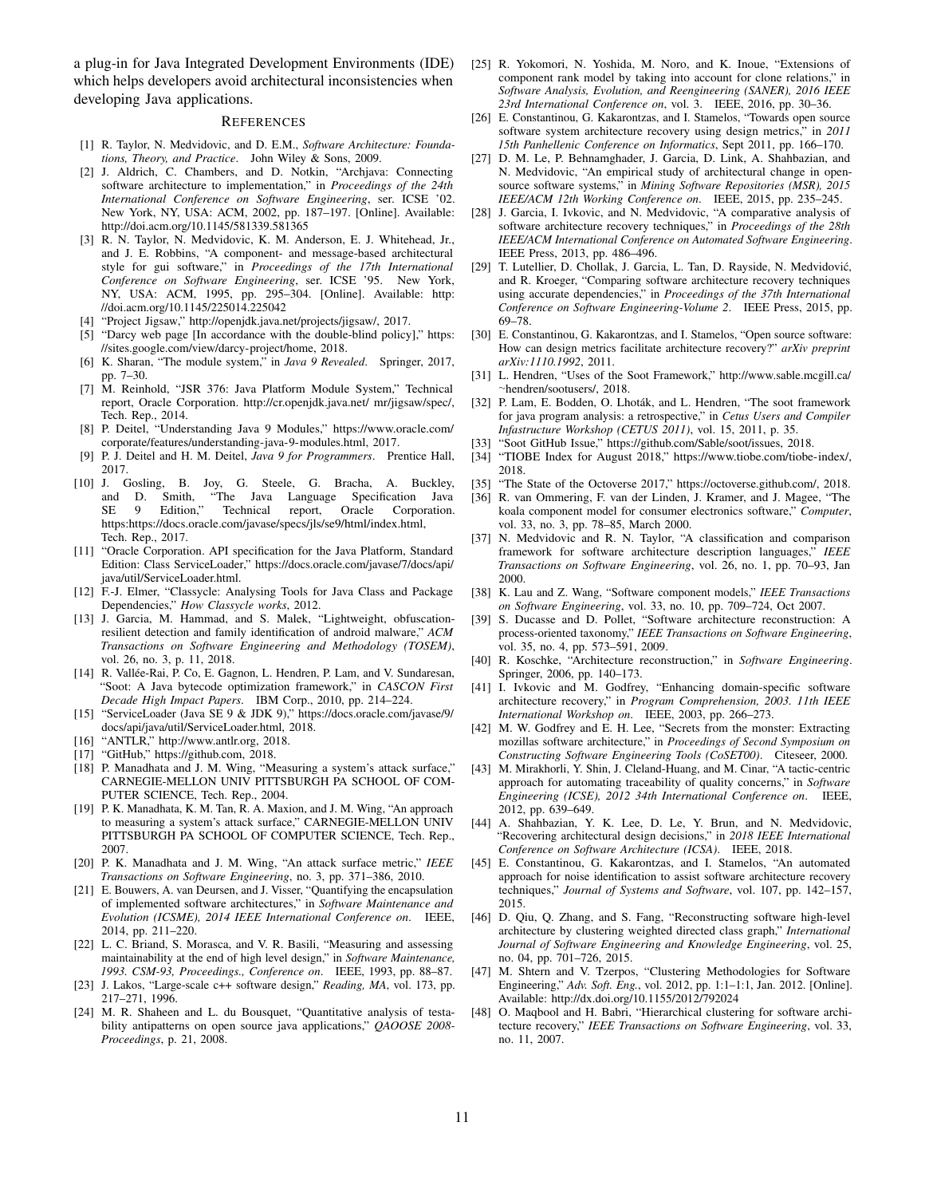a plug-in for Java Integrated Development Environments (IDE) which helps developers avoid architectural inconsistencies when developing Java applications.

## References

[1] R. Taylor, N. Medvidovic, and D. E.M., *Software Architecture: Foundations, Theory, and Practice*. John Wiley & Sons, 2009.

[2] J. Aldrich, C. Chambers, and D. Notkin, "Archjava: Connecting software architecture to implementation," in *Proceedings of the 24th International Conference on Software Engineering*, ser. ICSE '02. New York, NY, USA: ACM, 2002, pp. 187–197. [Online]. Available: http://doi.acm.org/10.1145/581339.581365

[3] R. N. Taylor, N. Medvidovic, K. M. Anderson, E. J. Whitehead, Jr., and J. E. Robbins, "A component- and message-based architectural style for gui software," in *Proceedings of the 17th International Conference on Software Engineering*, ser. ICSE '95. New York, NY, USA: ACM, 1995, pp. 295–304. [Online]. Available: http://doi.acm.org/10.1145/225014.225042

[4] "Project Jigsaw," http://openjdk.java.net/projects/jigsaw/, 2017.

[5] "Darcy web page [In accordance with the double-blind policy]," https://sites.google.com/view/darcy-project/home, 2018.

[6] K. Sharan, "The module system," in *Java 9 Revealed*. Springer, 2017, pp. 7–30.

[7] M. Reinhold, "JSR 376: Java Platform Module System," Technical report, Oracle Corporation. http://cr.openjdk.java.net/ mr/jigsaw/spec/, Tech. Rep., 2014.

[8] P. Deitel, "Understanding Java 9 Modules," https://www.oracle.com/corporate/features/understanding-java-9-modules.html, 2017.

[9] P. J. Deitel and H. M. Deitel, *Java 9 for Programmers*. Prentice Hall, 2017.

[10] J. Gosling, B. Joy, G. Steele, G. Bracha, A. Buckley, and D. Smith, "The Java Language Specification Java SE 9 Edition," Technical report, Oracle Corporation. https:https://docs.oracle.com/javase/specs/jls/se9/html/index.html, Tech. Rep., 2017.

[11] "Oracle Corporation. API specification for the Java Platform, Standard Edition: Class ServiceLoader," https://docs.oracle.com/javase/7/docs/api/java/util/ServiceLoader.html.

[12] F.-J. Elmer, "Classycle: Analysing Tools for Java Class and Package Dependencies," *How Classycle works*, 2012.

[13] J. Garcia, M. Hammad, and S. Malek, "Lightweight, obfuscation-resilient detection and family identification of android malware," *ACM Transactions on Software Engineering and Methodology (TOSEM)*, vol. 26, no. 3, p. 11, 2018.

[14] R. Vallée-Rai, P. Co, E. Gagnon, L. Hendren, P. Lam, and V. Sundaresan, "Soot: A Java bytecode optimization framework," in *CASCON First Decade High Impact Papers*. IBM Corp., 2010, pp. 214–224.

[15] "ServiceLoader (Java SE 9 & JDK 9)," https://docs.oracle.com/javase/9/docs/api/java/util/ServiceLoader.html, 2018.

[16] "ANTLR," http://www.antlr.org, 2018.

[17] "GitHub," https://github.com, 2018.

[18] P. Manadhata and J. M. Wing, "Measuring a system's attack surface," CARNEGIE-MELLON UNIV PITTSBURGH PA SCHOOL OF COMPUTER SCIENCE, Tech. Rep., 2004.

[19] P. K. Manadhata, K. M. Tan, R. A. Maxion, and J. M. Wing, "An approach to measuring a system's attack surface," CARNEGIE-MELLON UNIV PITTSBURGH PA SCHOOL OF COMPUTER SCIENCE, Tech. Rep., 2007.

[20] P. K. Manadhata and J. M. Wing, "An attack surface metric," *IEEE Transactions on Software Engineering*, no. 3, pp. 371–386, 2010.

[21] E. Bouwers, A. van Deursen, and J. Visser, "Quantifying the encapsulation of implemented software architectures," in *Software Maintenance and Evolution (ICSME), 2014 IEEE International Conference on*. IEEE, 2014, pp. 211–220.

[22] L. C. Briand, S. Morasca, and V. R. Basili, "Measuring and assessing maintainability at the end of high level design," in *Software Maintenance, 1993. CSM-93, Proceedings., Conference on*. IEEE, 1993, pp. 88–87.

[23] J. Lakos, "Large-scale c++ software design," *Reading, MA*, vol. 173, pp. 217–271, 1996.

[24] M. R. Shaheen and L. du Bousquet, "Quantitative analysis of testability antipatterns on open source java applications," *QAOOSE 2008-Proceedings*, p. 21, 2008.

[25] R. Yokomori, N. Yoshida, M. Noro, and K. Inoue, "Extensions of component rank model by taking into account for clone relations," in *Software Analysis, Evolution, and Reengineering (SANER), 2016 IEEE 23rd International Conference on*, vol. 3. IEEE, 2016, pp. 30–36.

[26] E. Constantinou, G. Kakarontzas, and I. Stamelos, "Towards open source software system architecture recovery using design metrics," in *2011 15th Panhellenic Conference on Informatics*, Sept 2011, pp. 166–170.

[27] D. M. Le, P. Behnamghader, J. Garcia, D. Link, A. Shahbazian, and N. Medvidovic, "An empirical study of architectural change in open-source software systems," in *Mining Software Repositories (MSR), 2015 IEEE/ACM 12th Working Conference on*. IEEE, 2015, pp. 235–245.

[28] J. Garcia, I. Ivkovic, and N. Medvidovic, "A comparative analysis of software architecture recovery techniques," in *Proceedings of the 28th IEEE/ACM International Conference on Automated Software Engineering*. IEEE Press, 2013, pp. 486–496.

[29] T. Lutellier, D. Chollak, J. Garcia, L. Tan, D. Rayside, N. Medvidović, and R. Kroeger, "Comparing software architecture recovery techniques using accurate dependencies," in *Proceedings of the 37th International Conference on Software Engineering-Volume 2*. IEEE Press, 2015, pp. 69–78.

[30] E. Constantinou, G. Kakarontzas, and I. Stamelos, "Open source software: How can design metrics facilitate architecture recovery?" *arXiv preprint arXiv:1110.1992*, 2011.

[31] L. Hendren, "Uses of the Soot Framework," http://www.sable.mcgill.ca/~hendren/sootusers/, 2018.

[32] P. Lam, E. Bodden, O. Lhoták, and L. Hendren, "The soot framework for java program analysis: a retrospective," in *Cetus Users and Compiler Infastructure Workshop (CETUS 2011)*, vol. 15, 2011, p. 35.

[33] "Soot GitHub Issue," https://github.com/Sable/soot/issues, 2018.

[34] "TIOBE Index for August 2018," https://www.tiobe.com/tiobe-index/, 2018.

[35] "The State of the Octoverse 2017," https://octoverse.github.com/, 2018.

[36] R. van Ommering, F. van der Linden, J. Kramer, and J. Magee, "The koala component model for consumer electronics software," *Computer*, vol. 33, no. 3, pp. 78–85, March 2000.

[37] N. Medvidovic and R. N. Taylor, "A classification and comparison framework for software architecture description languages," *IEEE Transactions on Software Engineering*, vol. 26, no. 1, pp. 70–93, Jan 2000.

[38] K. Lau and Z. Wang, "Software component models," *IEEE Transactions on Software Engineering*, vol. 33, no. 10, pp. 709–724, Oct 2007.

[39] S. Ducasse and D. Pollet, "Software architecture reconstruction: A process-oriented taxonomy," *IEEE Transactions on Software Engineering*, vol. 35, no. 4, pp. 573–591, 2009.

[40] R. Koschke, "Architecture reconstruction," in *Software Engineering*. Springer, 2006, pp. 140–173.

[41] I. Ivkovic and M. Godfrey, "Enhancing domain-specific software architecture recovery," in *Program Comprehension, 2003. 11th IEEE International Workshop on*. IEEE, 2003, pp. 266–273.

[42] M. W. Godfrey and E. H. Lee, "Secrets from the monster: Extracting mozillas software architecture," in *Proceedings of Second Symposium on Constructing Software Engineering Tools (CoSET00)*. Citeseer, 2000.

[43] M. Mirakhorli, Y. Shin, J. Cleland-Huang, and M. Cinar, "A tactic-centric approach for automating traceability of quality concerns," in *Software Engineering (ICSE), 2012 34th International Conference on*. IEEE, 2012, pp. 639–649.

[44] A. Shahbazian, Y. K. Lee, D. Le, Y. Brun, and N. Medvidovic, "Recovering architectural design decisions," in *2018 IEEE International Conference on Software Architecture (ICSA)*. IEEE, 2018.

[45] E. Constantinou, G. Kakarontzas, and I. Stamelos, "An automated approach for noise identification to assist software architecture recovery techniques," *Journal of Systems and Software*, vol. 107, pp. 142–157, 2015.

[46] D. Qiu, Q. Zhang, and S. Fang, "Reconstructing software high-level architecture by clustering weighted directed class graph," *International Journal of Software Engineering and Knowledge Engineering*, vol. 25, no. 04, pp. 701–726, 2015.

[47] M. Shtern and V. Tzerpos, "Clustering Methodologies for Software Engineering," *Adv. Soft. Eng.*, vol. 2012, pp. 1:1–1:1, Jan. 2012. [Online]. Available: http://dx.doi.org/10.1155/2012/792024

[48] O. Maqbool and H. Babri, "Hierarchical clustering for software architecture recovery," *IEEE Transactions on Software Engineering*, vol. 33, no. 11, 2007.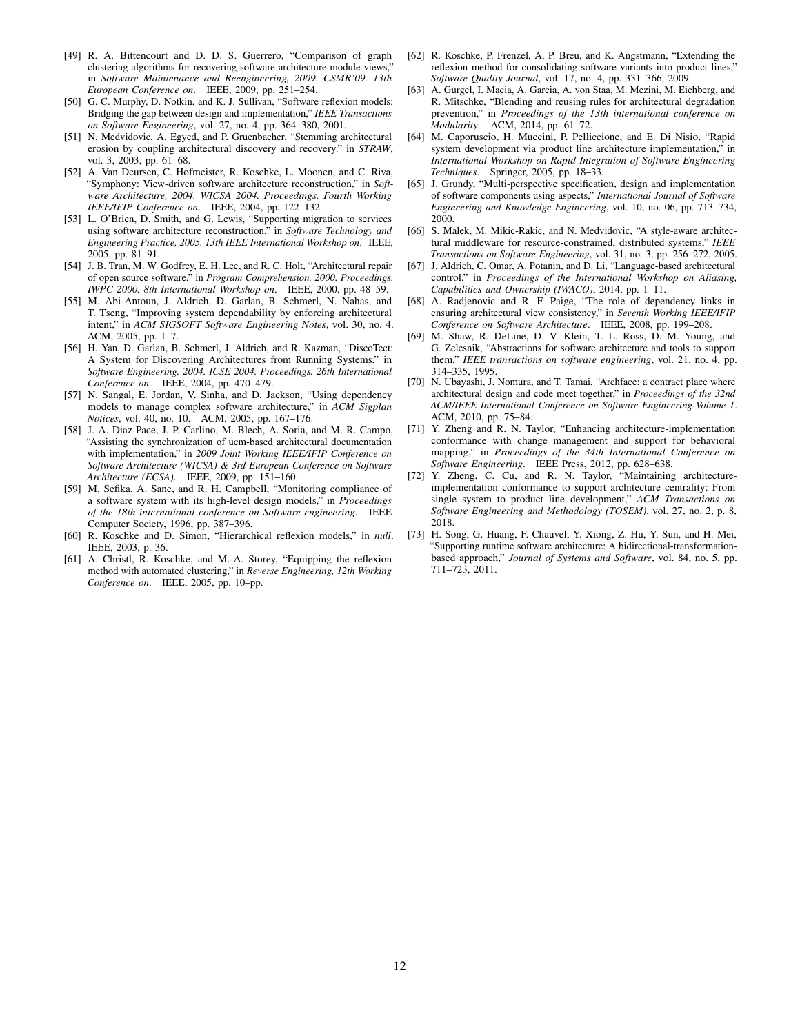[49] R. A. Bittencourt and D. D. S. Guerrero, "Comparison of graph clustering algorithms for recovering software architecture module views," in *Software Maintenance and Reengineering, 2009. CSMR'09. 13th European Conference on*. IEEE, 2009, pp. 251–254.

[50] G. C. Murphy, D. Notkin, and K. J. Sullivan, "Software reflexion models: Bridging the gap between design and implementation," *IEEE Transactions on Software Engineering*, vol. 27, no. 4, pp. 364–380, 2001.

[51] N. Medvidovic, A. Egyed, and P. Gruenbacher, "Stemming architectural erosion by coupling architectural discovery and recovery." in *STRAW*, vol. 3, 2003, pp. 61–68.

[52] A. Van Deursen, C. Hofmeister, R. Koschke, L. Moonen, and C. Riva, "Symphony: View-driven software architecture reconstruction," in *Software Architecture, 2004. WICSA 2004. Proceedings. Fourth Working IEEE/IFIP Conference on*. IEEE, 2004, pp. 122–132.

[53] L. O'Brien, D. Smith, and G. Lewis, "Supporting migration to services using software architecture reconstruction," in *Software Technology and Engineering Practice, 2005. 13th IEEE International Workshop on*. IEEE, 2005, pp. 81–91.

[54] J. B. Tran, M. W. Godfrey, E. H. Lee, and R. C. Holt, "Architectural repair of open source software," in *Program Comprehension, 2000. Proceedings. IWPC 2000. 8th International Workshop on*. IEEE, 2000, pp. 48–59.

[55] M. Abi-Antoun, J. Aldrich, D. Garlan, B. Schmerl, N. Nahas, and T. Tseng, "Improving system dependability by enforcing architectural intent," in *ACM SIGSOFT Software Engineering Notes*, vol. 30, no. 4. ACM, 2005, pp. 1–7.

[56] H. Yan, D. Garlan, B. Schmerl, J. Aldrich, and R. Kazman, "DiscoTect: A System for Discovering Architectures from Running Systems," in *Software Engineering, 2004. ICSE 2004. Proceedings. 26th International Conference on*. IEEE, 2004, pp. 470–479.

[57] N. Sangal, E. Jordan, V. Sinha, and D. Jackson, "Using dependency models to manage complex software architecture," in *ACM Sigplan Notices*, vol. 40, no. 10. ACM, 2005, pp. 167–176.

[58] J. A. Diaz-Pace, J. P. Carlino, M. Blech, A. Soria, and M. R. Campo, "Assisting the synchronization of ucm-based architectural documentation with implementation," in *2009 Joint Working IEEE/IFIP Conference on Software Architecture (WICSA) & 3rd European Conference on Software Architecture (ECSA)*. IEEE, 2009, pp. 151–160.

[59] M. Sefika, A. Sane, and R. H. Campbell, "Monitoring compliance of a software system with its high-level design models," in *Proceedings of the 18th international conference on Software engineering*. IEEE Computer Society, 1996, pp. 387–396.

[60] R. Koschke and D. Simon, "Hierarchical reflexion models," in *null*. IEEE, 2003, p. 36.

[61] A. Christl, R. Koschke, and M.-A. Storey, "Equipping the reflexion method with automated clustering," in *Reverse Engineering, 12th Working Conference on*. IEEE, 2005, pp. 10–pp.

[62] R. Koschke, P. Frenzel, A. P. Breu, and K. Angstmann, "Extending the reflexion method for consolidating software variants into product lines," *Software Quality Journal*, vol. 17, no. 4, pp. 331–366, 2009.

[63] A. Gurgel, I. Macia, A. Garcia, A. von Staa, M. Mezini, M. Eichberg, and R. Mitschke, "Blending and reusing rules for architectural degradation prevention," in *Proceedings of the 13th international conference on Modularity*. ACM, 2014, pp. 61–72.

[64] M. Caporuscio, H. Muccini, P. Pelliccione, and E. Di Nisio, "Rapid system development via product line architecture implementation," in *International Workshop on Rapid Integration of Software Engineering Techniques*. Springer, 2005, pp. 18–33.

[65] J. Grundy, "Multi-perspective specification, design and implementation of software components using aspects," *International Journal of Software Engineering and Knowledge Engineering*, vol. 10, no. 06, pp. 713–734, 2000.

[66] S. Malek, M. Mikic-Rakic, and N. Medvidovic, "A style-aware architectural middleware for resource-constrained, distributed systems," *IEEE Transactions on Software Engineering*, vol. 31, no. 3, pp. 256–272, 2005.

[67] J. Aldrich, C. Omar, A. Potanin, and D. Li, "Language-based architectural control," in *Proceedings of the International Workshop on Aliasing, Capabilities and Ownership (IWACO)*, 2014, pp. 1–11.

[68] A. Radjenovic and R. F. Paige, "The role of dependency links in ensuring architectural view consistency," in *Seventh Working IEEE/IFIP Conference on Software Architecture*. IEEE, 2008, pp. 199–208.

[69] M. Shaw, R. DeLine, D. V. Klein, T. L. Ross, D. M. Young, and G. Zelesnik, "Abstractions for software architecture and tools to support them," *IEEE transactions on software engineering*, vol. 21, no. 4, pp. 314–335, 1995.

[70] N. Ubayashi, J. Nomura, and T. Tamai, "Archface: a contract place where architectural design and code meet together," in *Proceedings of the 32nd ACM/IEEE International Conference on Software Engineering-Volume 1*. ACM, 2010, pp. 75–84.

[71] Y. Zheng and R. N. Taylor, "Enhancing architecture-implementation conformance with change management and support for behavioral mapping," in *Proceedings of the 34th International Conference on Software Engineering*. IEEE Press, 2012, pp. 628–638.

[72] Y. Zheng, C. Cu, and R. N. Taylor, "Maintaining architecture-implementation conformance to support architecture centrality: From single system to product line development," *ACM Transactions on Software Engineering and Methodology (TOSEM)*, vol. 27, no. 2, p. 8, 2018.

[73] H. Song, G. Huang, F. Chauvel, Y. Xiong, Z. Hu, Y. Sun, and H. Mei, "Supporting runtime software architecture: A bidirectional-transformation-based approach," *Journal of Systems and Software*, vol. 84, no. 5, pp. 711–723, 2011.